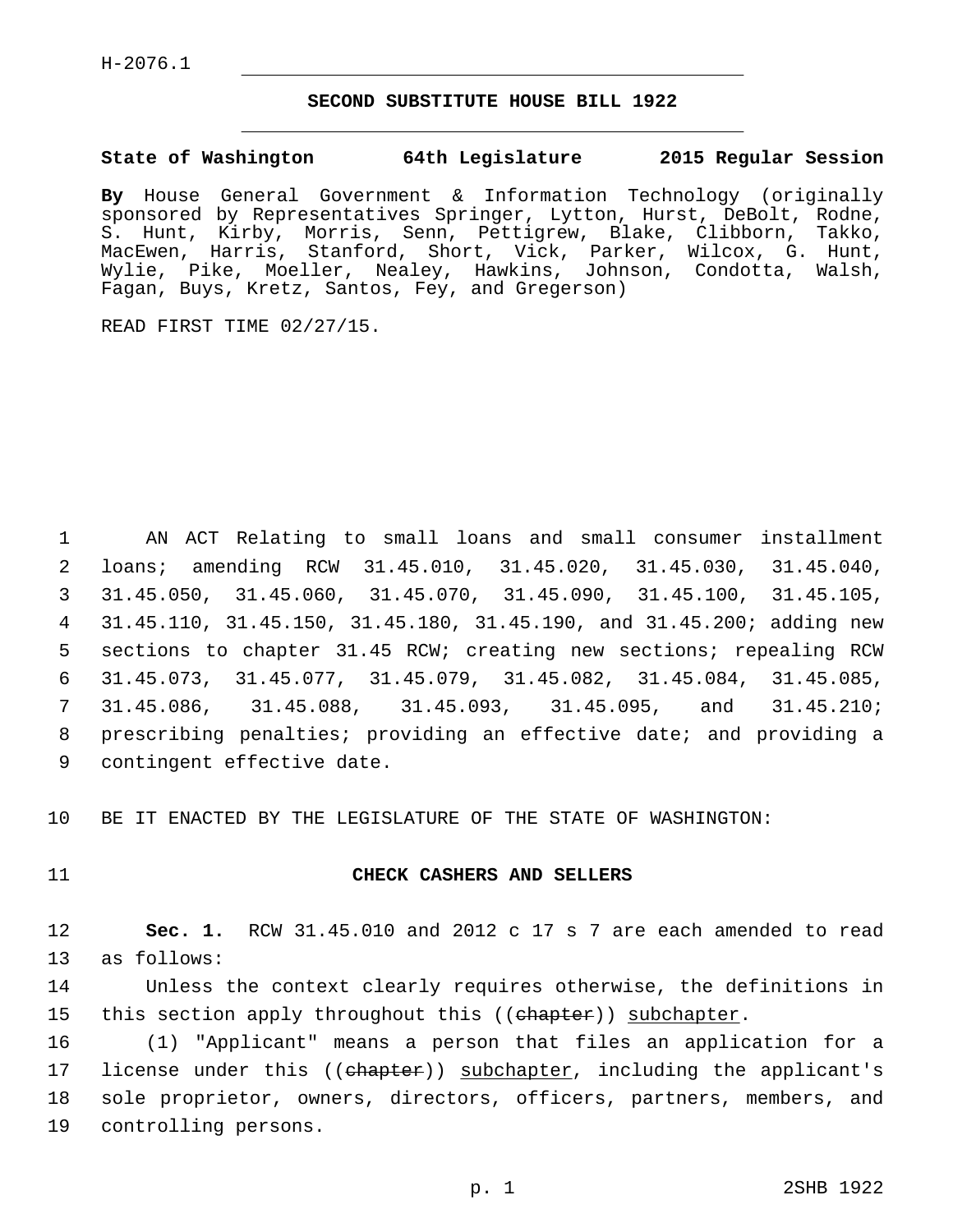H-2076.1

# SECOND SUBSTITUTE HOUSE BILL 1922

**State of Washington 64th Legislature 2015 Regular Session**

**By** House General Government & Information Technology (originally sponsored by Representatives Springer, Lytton, Hurst, DeBolt, Rodne, S. Hunt, Kirby, Morris, Senn, Pettigrew, Blake, Clibborn, Takko, MacEwen, Harris, Stanford, Short, Vick, Parker, Wilcox, G. Hunt, Wylie, Pike, Moeller, Nealey, Hawkins, Johnson, Condotta, Walsh, Fagan, Buys, Kretz, Santos, Fey, and Gregerson)

READ FIRST TIME 02/27/15.

AN ACT Relating to small loans and small consumer installment loans; amending RCW 31.45.010, 31.45.020, 31.45.030, 31.45.040, 31.45.050, 31.45.060, 31.45.070, 31.45.090, 31.45.100, 31.45.105, 31.45.110, 31.45.150, 31.45.180, 31.45.190, and 31.45.200; adding new sections to chapter 31.45 RCW; creating new sections; repealing RCW 31.45.073, 31.45.077, 31.45.079, 31.45.082, 31.45.084, 31.45.085, 31.45.086, 31.45.088, 31.45.093, 31.45.095, and 31.45.210; prescribing penalties; providing an effective date; and providing a contingent effective date.

BE IT ENACTED BY THE LEGISLATURE OF THE STATE OF WASHINGTON:

## CHECK CASHERS AND SELLERS

**Sec. 1.** RCW 31.45.010 and 2012 c 17 s 7 are each amended to read as follows:

Unless the context clearly requires otherwise, the definitions in this section apply throughout this ((~~chapter~~)) <u>subchapter</u>.

(1) "Applicant" means a person that files an application for a license under this ((~~chapter~~)) <u>subchapter</u>, including the applicant's sole proprietor, owners, directors, officers, partners, members, and controlling persons.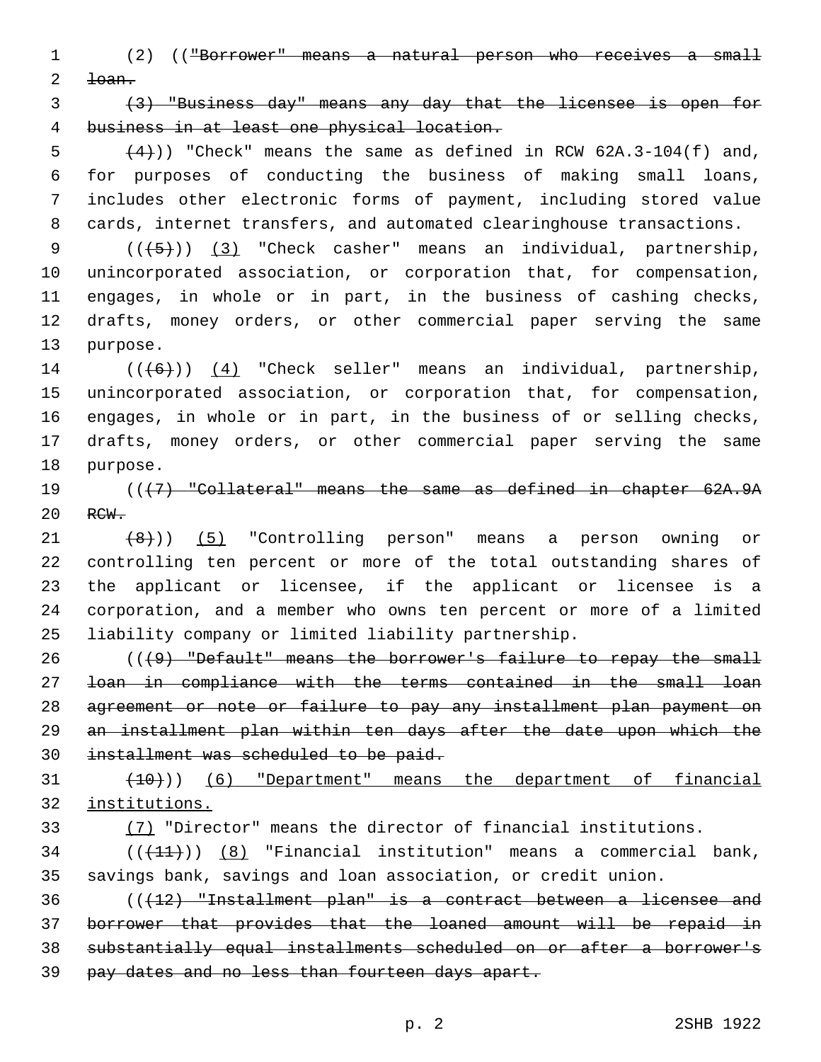(2) ((~~"Borrower" means a natural person who receives a small loan.~~

~~(3) "Business day" means any day that the licensee is open for business in at least one physical location.~~

~~(4)~~)) "Check" means the same as defined in RCW 62A.3-104(f) and, for purposes of conducting the business of making small loans, includes other electronic forms of payment, including stored value cards, internet transfers, and automated clearinghouse transactions.

((~~(5)~~)) <u>(3)</u> "Check casher" means an individual, partnership, unincorporated association, or corporation that, for compensation, engages, in whole or in part, in the business of cashing checks, drafts, money orders, or other commercial paper serving the same purpose.

((~~(6)~~)) <u>(4)</u> "Check seller" means an individual, partnership, unincorporated association, or corporation that, for compensation, engages, in whole or in part, in the business of or selling checks, drafts, money orders, or other commercial paper serving the same purpose.

((~~(7) "Collateral" means the same as defined in chapter 62A.9A RCW.~~

~~(8)~~)) <u>(5)</u> "Controlling person" means a person owning or controlling ten percent or more of the total outstanding shares of the applicant or licensee, if the applicant or licensee is a corporation, and a member who owns ten percent or more of a limited liability company or limited liability partnership.

((~~(9) "Default" means the borrower's failure to repay the small loan in compliance with the terms contained in the small loan agreement or note or failure to pay any installment plan payment on an installment plan within ten days after the date upon which the installment was scheduled to be paid.~~

~~(10)~~)) <u>(6) "Department" means the department of financial institutions.</u>

<u>(7)</u> "Director" means the director of financial institutions.

((~~(11)~~)) <u>(8)</u> "Financial institution" means a commercial bank, savings bank, savings and loan association, or credit union.

((~~(12) "Installment plan" is a contract between a licensee and borrower that provides that the loaned amount will be repaid in substantially equal installments scheduled on or after a borrower's pay dates and no less than fourteen days apart.~~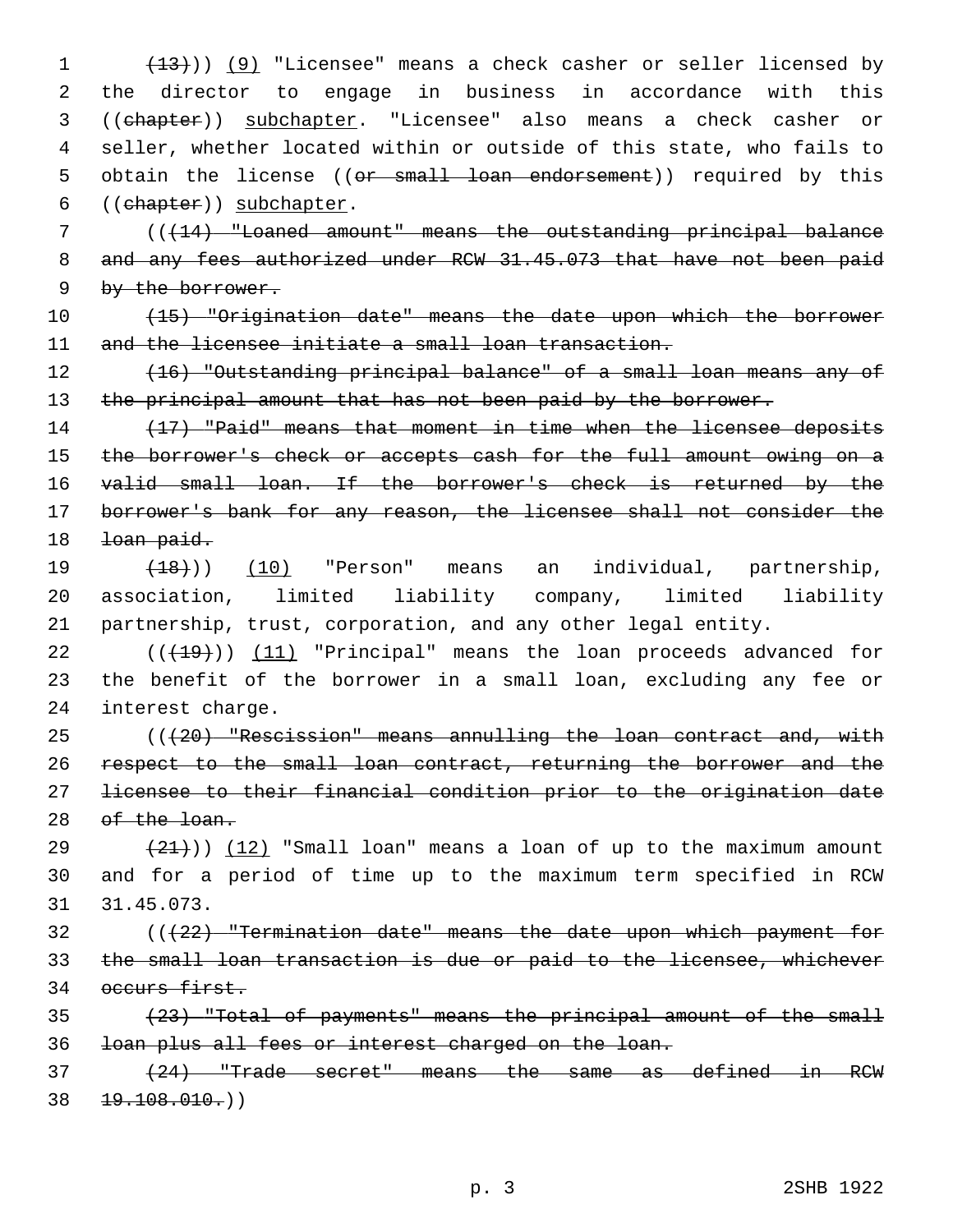(~~(13)~~)) (9) "Licensee" means a check casher or seller licensed by the director to engage in business in accordance with this ((~~chapter~~)) subchapter. "Licensee" also means a check casher or seller, whether located within or outside of this state, who fails to obtain the license ((~~or small loan endorsement~~)) required by this ((~~chapter~~)) subchapter.

((~~(14) "Loaned amount" means the outstanding principal balance and any fees authorized under RCW 31.45.073 that have not been paid by the borrower.~~

~~(15) "Origination date" means the date upon which the borrower and the licensee initiate a small loan transaction.~~

~~(16) "Outstanding principal balance" of a small loan means any of the principal amount that has not been paid by the borrower.~~

~~(17) "Paid" means that moment in time when the licensee deposits the borrower's check or accepts cash for the full amount owing on a valid small loan. If the borrower's check is returned by the borrower's bank for any reason, the licensee shall not consider the loan paid.~~

~~(18)~~)) (10) "Person" means an individual, partnership, association, limited liability company, limited liability partnership, trust, corporation, and any other legal entity.

((~~(19)~~)) (11) "Principal" means the loan proceeds advanced for the benefit of the borrower in a small loan, excluding any fee or interest charge.

((~~(20) "Rescission" means annulling the loan contract and, with respect to the small loan contract, returning the borrower and the licensee to their financial condition prior to the origination date of the loan.~~

~~(21)~~)) (12) "Small loan" means a loan of up to the maximum amount and for a period of time up to the maximum term specified in RCW 31.45.073.

((~~(22) "Termination date" means the date upon which payment for the small loan transaction is due or paid to the licensee, whichever occurs first.~~

~~(23) "Total of payments" means the principal amount of the small loan plus all fees or interest charged on the loan.~~

~~(24) "Trade secret" means the same as defined in RCW 19.108.010.~~))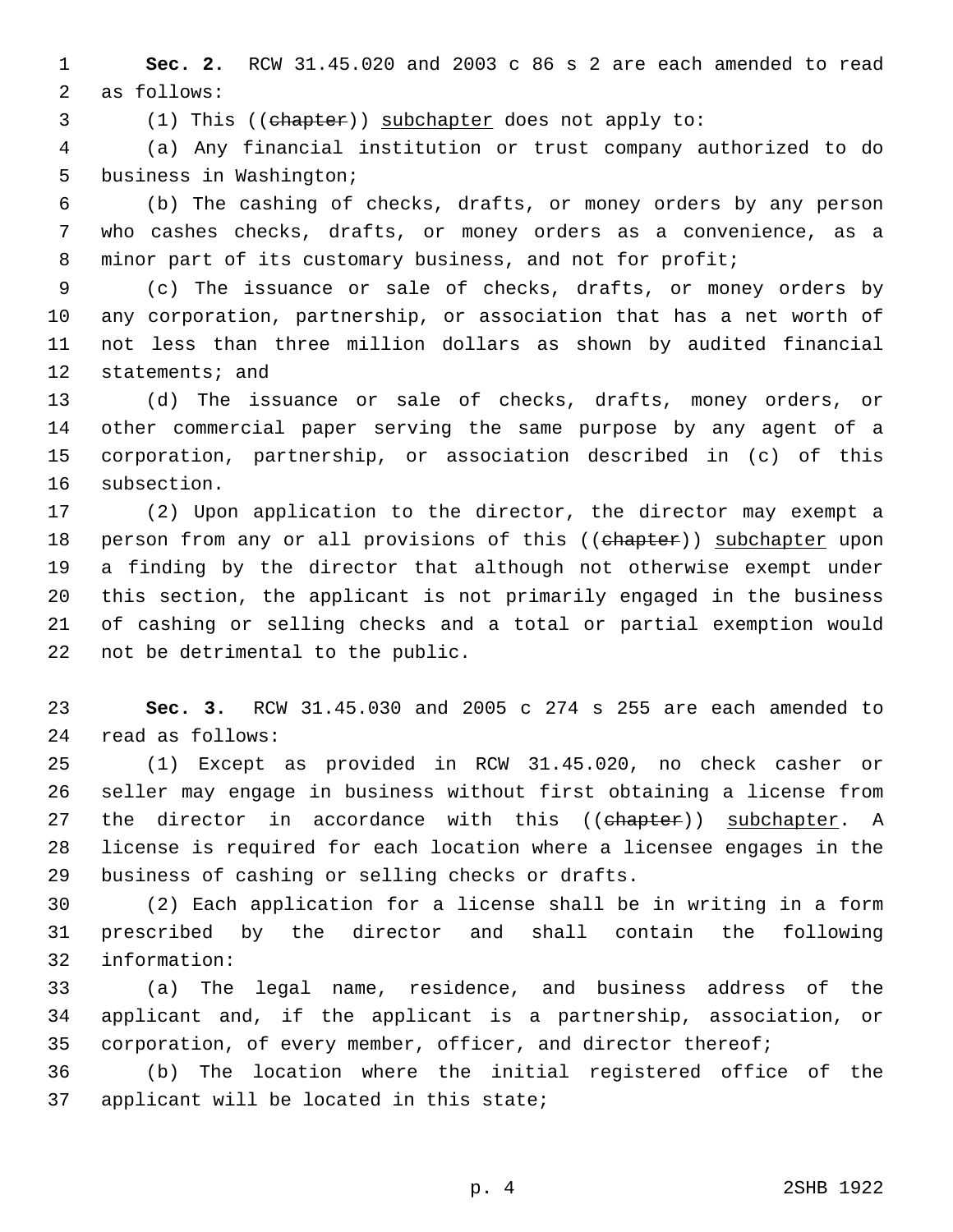**Sec. 2.** RCW 31.45.020 and 2003 c 86 s 2 are each amended to read as follows:

(1) This ((~~chapter~~)) <u>subchapter</u> does not apply to:

(a) Any financial institution or trust company authorized to do business in Washington;

(b) The cashing of checks, drafts, or money orders by any person who cashes checks, drafts, or money orders as a convenience, as a minor part of its customary business, and not for profit;

(c) The issuance or sale of checks, drafts, or money orders by any corporation, partnership, or association that has a net worth of not less than three million dollars as shown by audited financial statements; and

(d) The issuance or sale of checks, drafts, money orders, or other commercial paper serving the same purpose by any agent of a corporation, partnership, or association described in (c) of this subsection.

(2) Upon application to the director, the director may exempt a person from any or all provisions of this ((~~chapter~~)) <u>subchapter</u> upon a finding by the director that although not otherwise exempt under this section, the applicant is not primarily engaged in the business of cashing or selling checks and a total or partial exemption would not be detrimental to the public.

**Sec. 3.** RCW 31.45.030 and 2005 c 274 s 255 are each amended to read as follows:

(1) Except as provided in RCW 31.45.020, no check casher or seller may engage in business without first obtaining a license from the director in accordance with this ((~~chapter~~)) <u>subchapter</u>. A license is required for each location where a licensee engages in the business of cashing or selling checks or drafts.

(2) Each application for a license shall be in writing in a form prescribed by the director and shall contain the following information:

(a) The legal name, residence, and business address of the applicant and, if the applicant is a partnership, association, or corporation, of every member, officer, and director thereof;

(b) The location where the initial registered office of the applicant will be located in this state;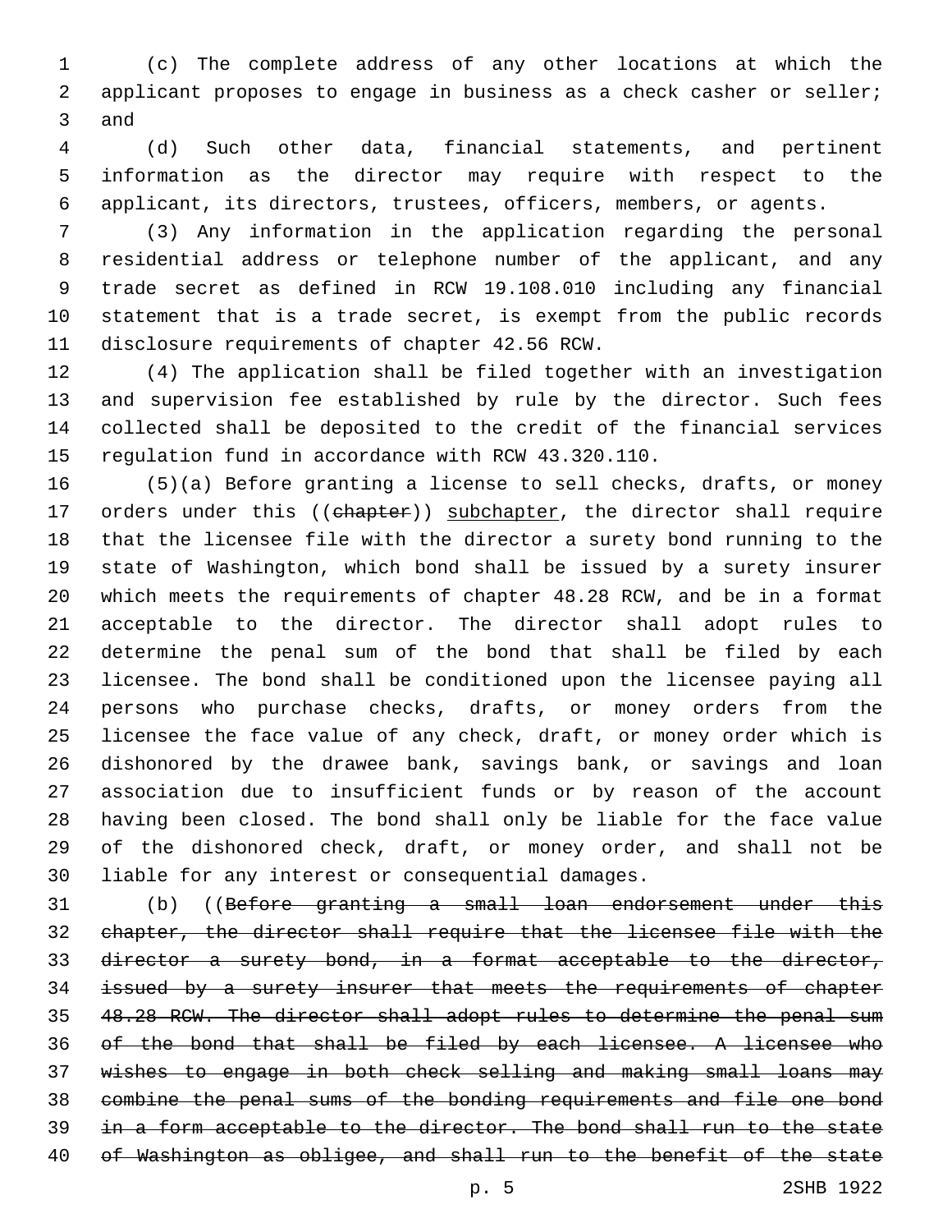(c) The complete address of any other locations at which the applicant proposes to engage in business as a check casher or seller; and

(d) Such other data, financial statements, and pertinent information as the director may require with respect to the applicant, its directors, trustees, officers, members, or agents.

(3) Any information in the application regarding the personal residential address or telephone number of the applicant, and any trade secret as defined in RCW 19.108.010 including any financial statement that is a trade secret, is exempt from the public records disclosure requirements of chapter 42.56 RCW.

(4) The application shall be filed together with an investigation and supervision fee established by rule by the director. Such fees collected shall be deposited to the credit of the financial services regulation fund in accordance with RCW 43.320.110.

(5)(a) Before granting a license to sell checks, drafts, or money orders under this ((~~chapter~~)) <u>subchapter</u>, the director shall require that the licensee file with the director a surety bond running to the state of Washington, which bond shall be issued by a surety insurer which meets the requirements of chapter 48.28 RCW, and be in a format acceptable to the director. The director shall adopt rules to determine the penal sum of the bond that shall be filed by each licensee. The bond shall be conditioned upon the licensee paying all persons who purchase checks, drafts, or money orders from the licensee the face value of any check, draft, or money order which is dishonored by the drawee bank, savings bank, or savings and loan association due to insufficient funds or by reason of the account having been closed. The bond shall only be liable for the face value of the dishonored check, draft, or money order, and shall not be liable for any interest or consequential damages.

(b) ((~~Before granting a small loan endorsement under this chapter, the director shall require that the licensee file with the director a surety bond, in a format acceptable to the director, issued by a surety insurer that meets the requirements of chapter 48.28 RCW. The director shall adopt rules to determine the penal sum of the bond that shall be filed by each licensee. A licensee who wishes to engage in both check selling and making small loans may combine the penal sums of the bonding requirements and file one bond in a form acceptable to the director. The bond shall run to the state of Washington as obligee, and shall run to the benefit of the state~~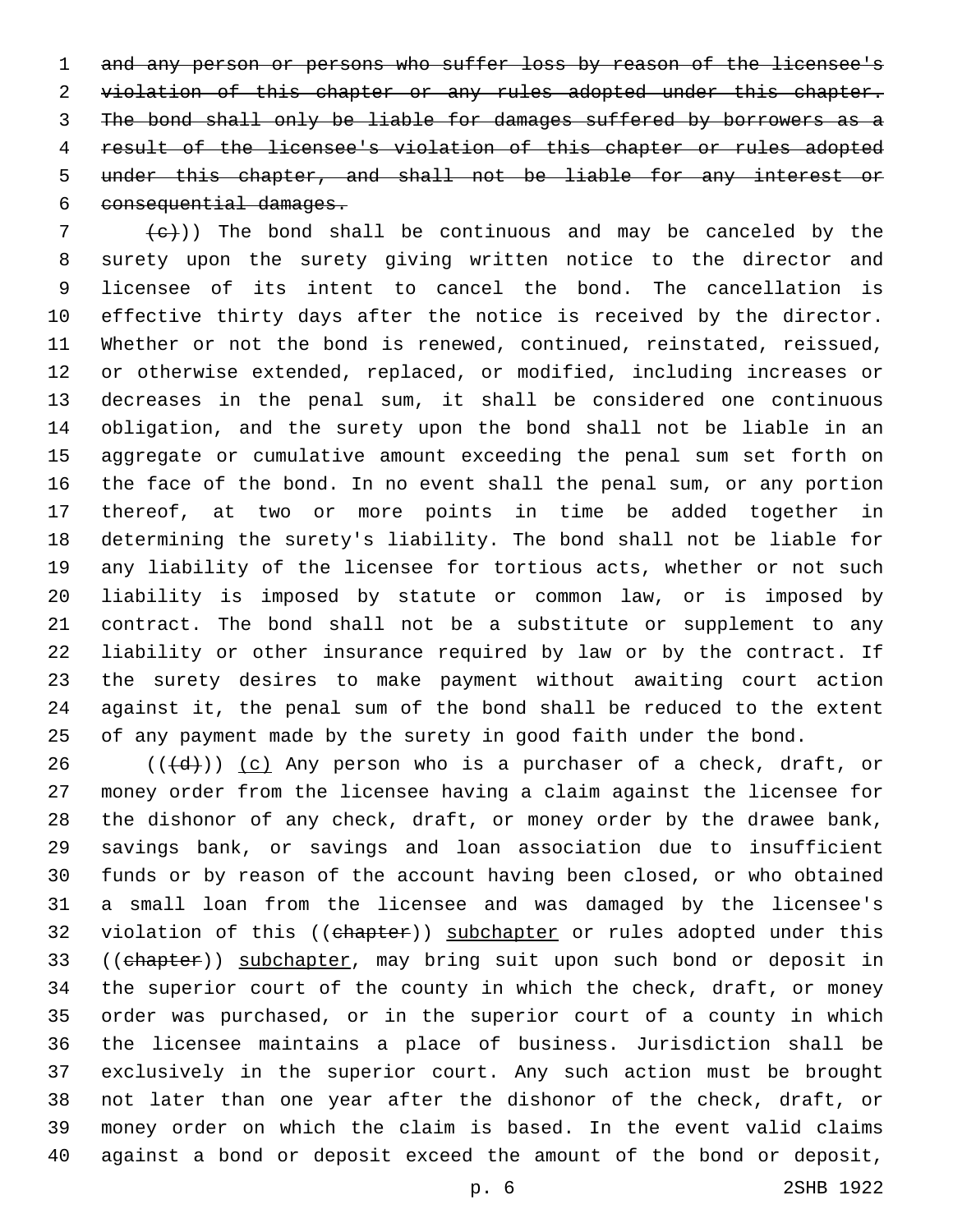~~and any person or persons who suffer loss by reason of the licensee's violation of this chapter or any rules adopted under this chapter. The bond shall only be liable for damages suffered by borrowers as a result of the licensee's violation of this chapter or rules adopted under this chapter, and shall not be liable for any interest or consequential damages.~~

~~(c)~~)) The bond shall be continuous and may be canceled by the surety upon the surety giving written notice to the director and licensee of its intent to cancel the bond. The cancellation is effective thirty days after the notice is received by the director. Whether or not the bond is renewed, continued, reinstated, reissued, or otherwise extended, replaced, or modified, including increases or decreases in the penal sum, it shall be considered one continuous obligation, and the surety upon the bond shall not be liable in an aggregate or cumulative amount exceeding the penal sum set forth on the face of the bond. In no event shall the penal sum, or any portion thereof, at two or more points in time be added together in determining the surety's liability. The bond shall not be liable for any liability of the licensee for tortious acts, whether or not such liability is imposed by statute or common law, or is imposed by contract. The bond shall not be a substitute or supplement to any liability or other insurance required by law or by the contract. If the surety desires to make payment without awaiting court action against it, the penal sum of the bond shall be reduced to the extent of any payment made by the surety in good faith under the bond.

((~~(d)~~)) <u>(c)</u> Any person who is a purchaser of a check, draft, or money order from the licensee having a claim against the licensee for the dishonor of any check, draft, or money order by the drawee bank, savings bank, or savings and loan association due to insufficient funds or by reason of the account having been closed, or who obtained a small loan from the licensee and was damaged by the licensee's violation of this ((~~chapter~~)) <u>subchapter</u> or rules adopted under this ((~~chapter~~)) <u>subchapter</u>, may bring suit upon such bond or deposit in the superior court of the county in which the check, draft, or money order was purchased, or in the superior court of a county in which the licensee maintains a place of business. Jurisdiction shall be exclusively in the superior court. Any such action must be brought not later than one year after the dishonor of the check, draft, or money order on which the claim is based. In the event valid claims against a bond or deposit exceed the amount of the bond or deposit,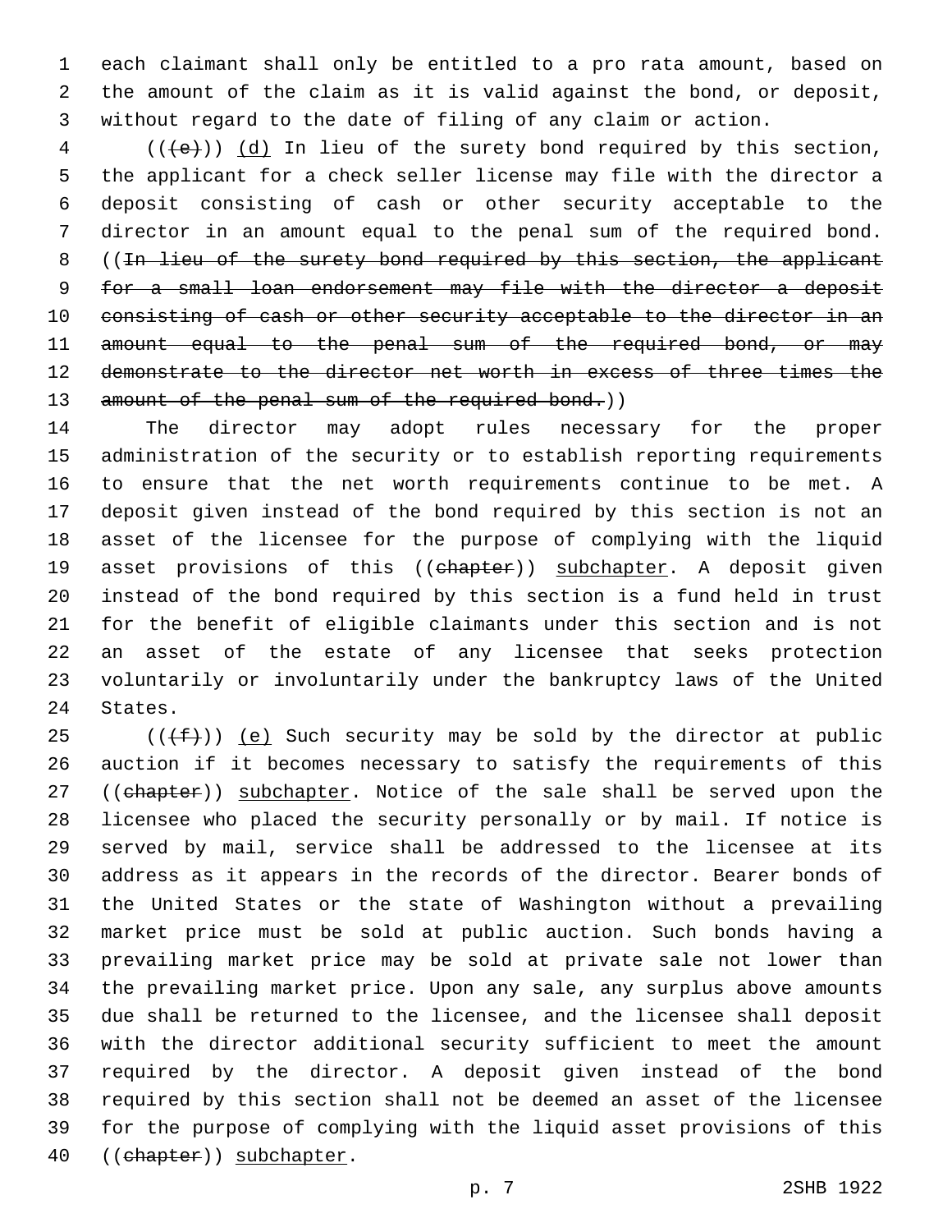each claimant shall only be entitled to a pro rata amount, based on the amount of the claim as it is valid against the bond, or deposit, without regard to the date of filing of any claim or action.

((~~(e)~~)) (d) In lieu of the surety bond required by this section, the applicant for a check seller license may file with the director a deposit consisting of cash or other security acceptable to the director in an amount equal to the penal sum of the required bond. ((~~In lieu of the surety bond required by this section, the applicant for a small loan endorsement may file with the director a deposit consisting of cash or other security acceptable to the director in an amount equal to the penal sum of the required bond, or may demonstrate to the director net worth in excess of three times the amount of the penal sum of the required bond.~~))

The director may adopt rules necessary for the proper administration of the security or to establish reporting requirements to ensure that the net worth requirements continue to be met. A deposit given instead of the bond required by this section is not an asset of the licensee for the purpose of complying with the liquid asset provisions of this ((~~chapter~~)) subchapter. A deposit given instead of the bond required by this section is a fund held in trust for the benefit of eligible claimants under this section and is not an asset of the estate of any licensee that seeks protection voluntarily or involuntarily under the bankruptcy laws of the United States.

((~~(f)~~)) (e) Such security may be sold by the director at public auction if it becomes necessary to satisfy the requirements of this ((~~chapter~~)) subchapter. Notice of the sale shall be served upon the licensee who placed the security personally or by mail. If notice is served by mail, service shall be addressed to the licensee at its address as it appears in the records of the director. Bearer bonds of the United States or the state of Washington without a prevailing market price must be sold at public auction. Such bonds having a prevailing market price may be sold at private sale not lower than the prevailing market price. Upon any sale, any surplus above amounts due shall be returned to the licensee, and the licensee shall deposit with the director additional security sufficient to meet the amount required by the director. A deposit given instead of the bond required by this section shall not be deemed an asset of the licensee for the purpose of complying with the liquid asset provisions of this ((~~chapter~~)) subchapter.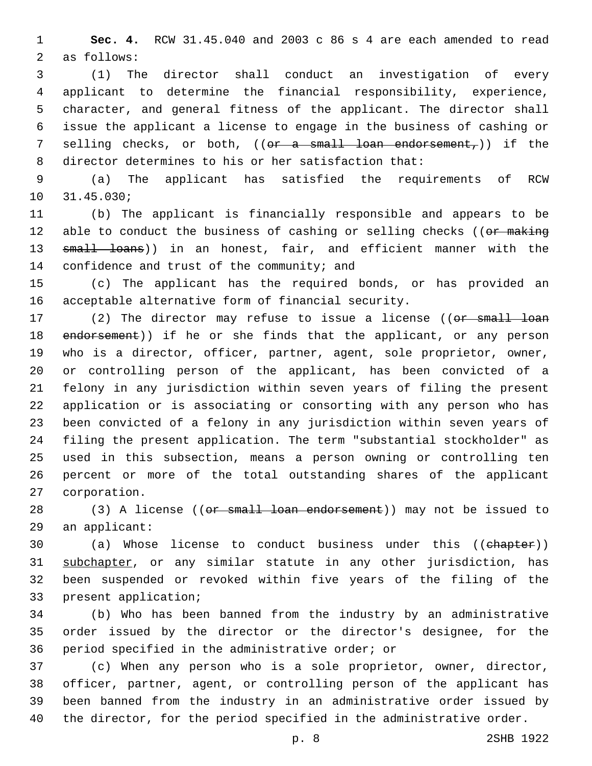**Sec. 4.** RCW 31.45.040 and 2003 c 86 s 4 are each amended to read as follows:

(1) The director shall conduct an investigation of every applicant to determine the financial responsibility, experience, character, and general fitness of the applicant. The director shall issue the applicant a license to engage in the business of cashing or selling checks, or both, ((~~or a small loan endorsement,~~)) if the director determines to his or her satisfaction that:

(a) The applicant has satisfied the requirements of RCW 31.45.030;

(b) The applicant is financially responsible and appears to be able to conduct the business of cashing or selling checks ((~~or making small loans~~)) in an honest, fair, and efficient manner with the confidence and trust of the community; and

(c) The applicant has the required bonds, or has provided an acceptable alternative form of financial security.

(2) The director may refuse to issue a license ((~~or small loan endorsement~~)) if he or she finds that the applicant, or any person who is a director, officer, partner, agent, sole proprietor, owner, or controlling person of the applicant, has been convicted of a felony in any jurisdiction within seven years of filing the present application or is associating or consorting with any person who has been convicted of a felony in any jurisdiction within seven years of filing the present application. The term "substantial stockholder" as used in this subsection, means a person owning or controlling ten percent or more of the total outstanding shares of the applicant corporation.

(3) A license ((~~or small loan endorsement~~)) may not be issued to an applicant:

(a) Whose license to conduct business under this ((~~chapter~~)) <u>subchapter</u>, or any similar statute in any other jurisdiction, has been suspended or revoked within five years of the filing of the present application;

(b) Who has been banned from the industry by an administrative order issued by the director or the director's designee, for the period specified in the administrative order; or

(c) When any person who is a sole proprietor, owner, director, officer, partner, agent, or controlling person of the applicant has been banned from the industry in an administrative order issued by the director, for the period specified in the administrative order.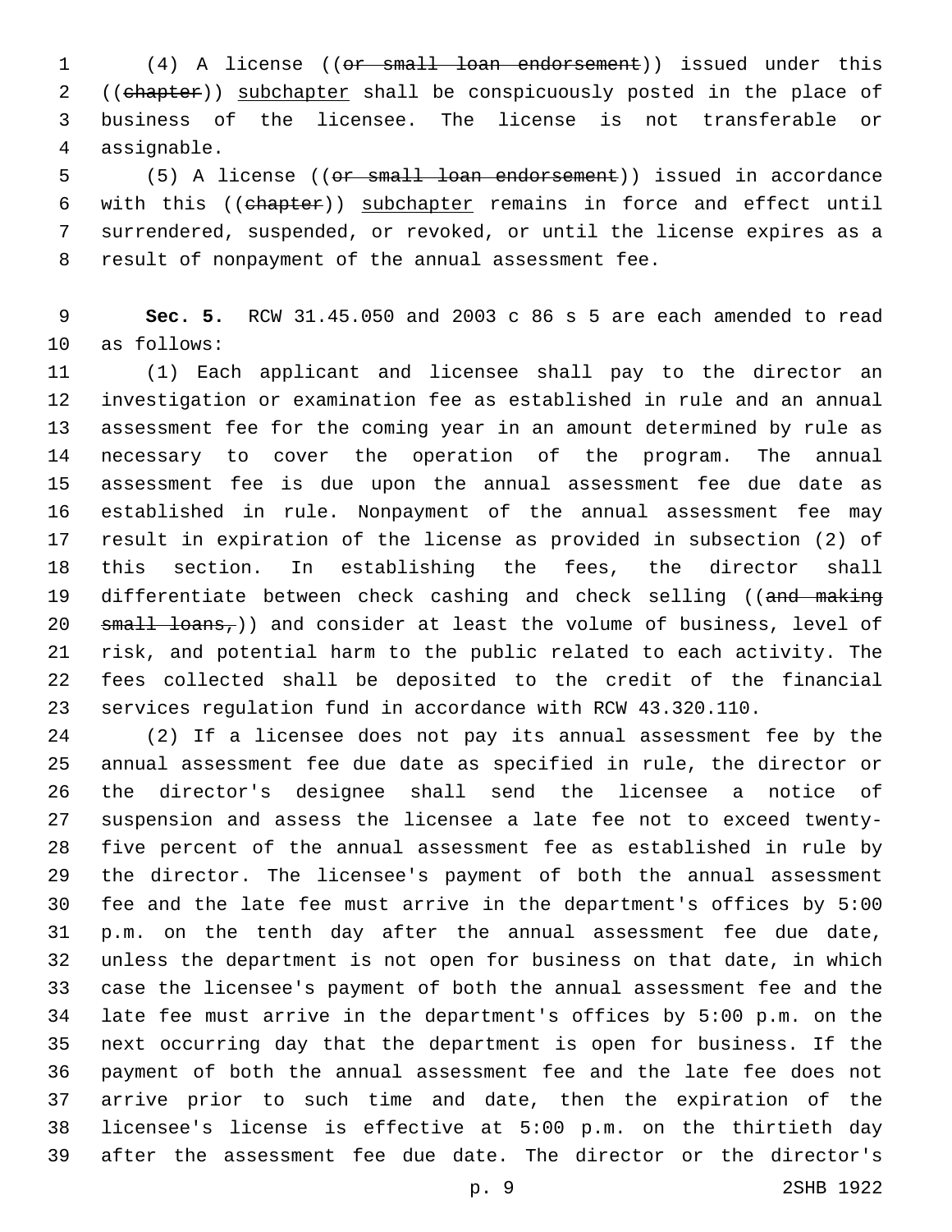(4) A license ((~~or small loan endorsement~~)) issued under this ((~~chapter~~)) subchapter shall be conspicuously posted in the place of business of the licensee. The license is not transferable or assignable.

(5) A license ((~~or small loan endorsement~~)) issued in accordance with this ((~~chapter~~)) subchapter remains in force and effect until surrendered, suspended, or revoked, or until the license expires as a result of nonpayment of the annual assessment fee.

**Sec. 5.** RCW 31.45.050 and 2003 c 86 s 5 are each amended to read as follows:

(1) Each applicant and licensee shall pay to the director an investigation or examination fee as established in rule and an annual assessment fee for the coming year in an amount determined by rule as necessary to cover the operation of the program. The annual assessment fee is due upon the annual assessment fee due date as established in rule. Nonpayment of the annual assessment fee may result in expiration of the license as provided in subsection (2) of this section. In establishing the fees, the director shall differentiate between check cashing and check selling ((~~and making small loans,~~)) and consider at least the volume of business, level of risk, and potential harm to the public related to each activity. The fees collected shall be deposited to the credit of the financial services regulation fund in accordance with RCW 43.320.110.

(2) If a licensee does not pay its annual assessment fee by the annual assessment fee due date as specified in rule, the director or the director's designee shall send the licensee a notice of suspension and assess the licensee a late fee not to exceed twenty-five percent of the annual assessment fee as established in rule by the director. The licensee's payment of both the annual assessment fee and the late fee must arrive in the department's offices by 5:00 p.m. on the tenth day after the annual assessment fee due date, unless the department is not open for business on that date, in which case the licensee's payment of both the annual assessment fee and the late fee must arrive in the department's offices by 5:00 p.m. on the next occurring day that the department is open for business. If the payment of both the annual assessment fee and the late fee does not arrive prior to such time and date, then the expiration of the licensee's license is effective at 5:00 p.m. on the thirtieth day after the assessment fee due date. The director or the director's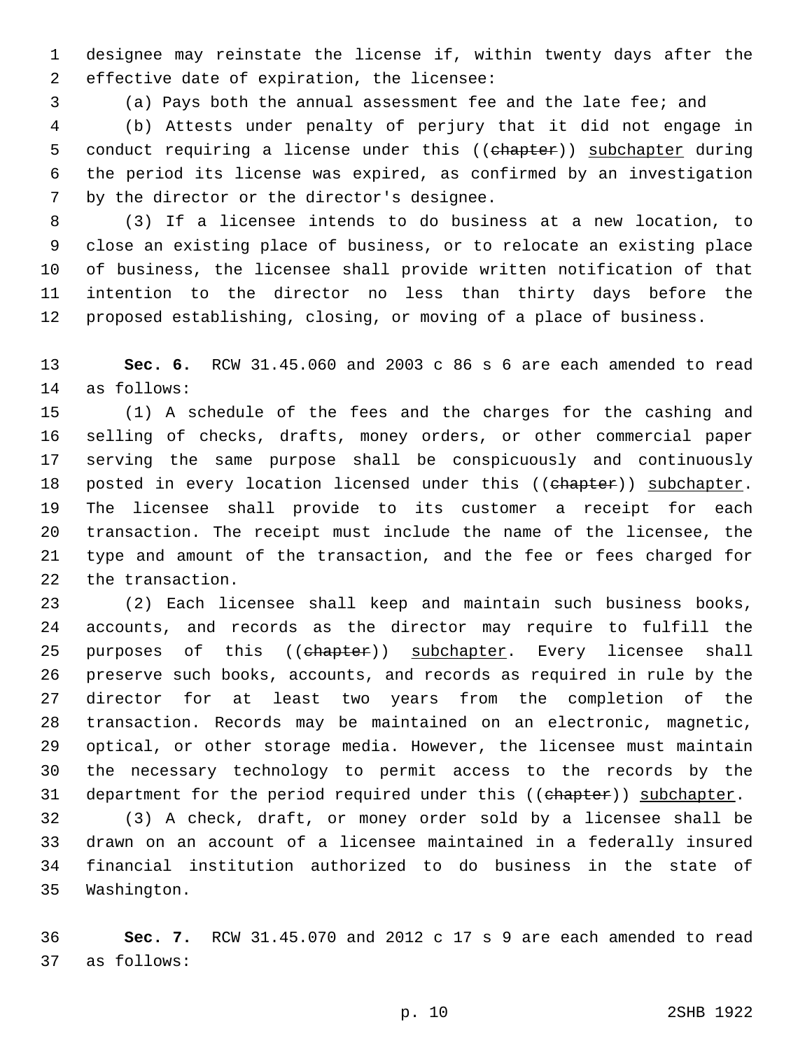designee may reinstate the license if, within twenty days after the effective date of expiration, the licensee:

(a) Pays both the annual assessment fee and the late fee; and

(b) Attests under penalty of perjury that it did not engage in conduct requiring a license under this ((~~chapter~~)) subchapter during the period its license was expired, as confirmed by an investigation by the director or the director's designee.

(3) If a licensee intends to do business at a new location, to close an existing place of business, or to relocate an existing place of business, the licensee shall provide written notification of that intention to the director no less than thirty days before the proposed establishing, closing, or moving of a place of business.

**Sec. 6.** RCW 31.45.060 and 2003 c 86 s 6 are each amended to read as follows:

(1) A schedule of the fees and the charges for the cashing and selling of checks, drafts, money orders, or other commercial paper serving the same purpose shall be conspicuously and continuously posted in every location licensed under this ((~~chapter~~)) subchapter. The licensee shall provide to its customer a receipt for each transaction. The receipt must include the name of the licensee, the type and amount of the transaction, and the fee or fees charged for the transaction.

(2) Each licensee shall keep and maintain such business books, accounts, and records as the director may require to fulfill the purposes of this ((~~chapter~~)) subchapter. Every licensee shall preserve such books, accounts, and records as required in rule by the director for at least two years from the completion of the transaction. Records may be maintained on an electronic, magnetic, optical, or other storage media. However, the licensee must maintain the necessary technology to permit access to the records by the department for the period required under this ((~~chapter~~)) subchapter.

(3) A check, draft, or money order sold by a licensee shall be drawn on an account of a licensee maintained in a federally insured financial institution authorized to do business in the state of Washington.

**Sec. 7.** RCW 31.45.070 and 2012 c 17 s 9 are each amended to read as follows: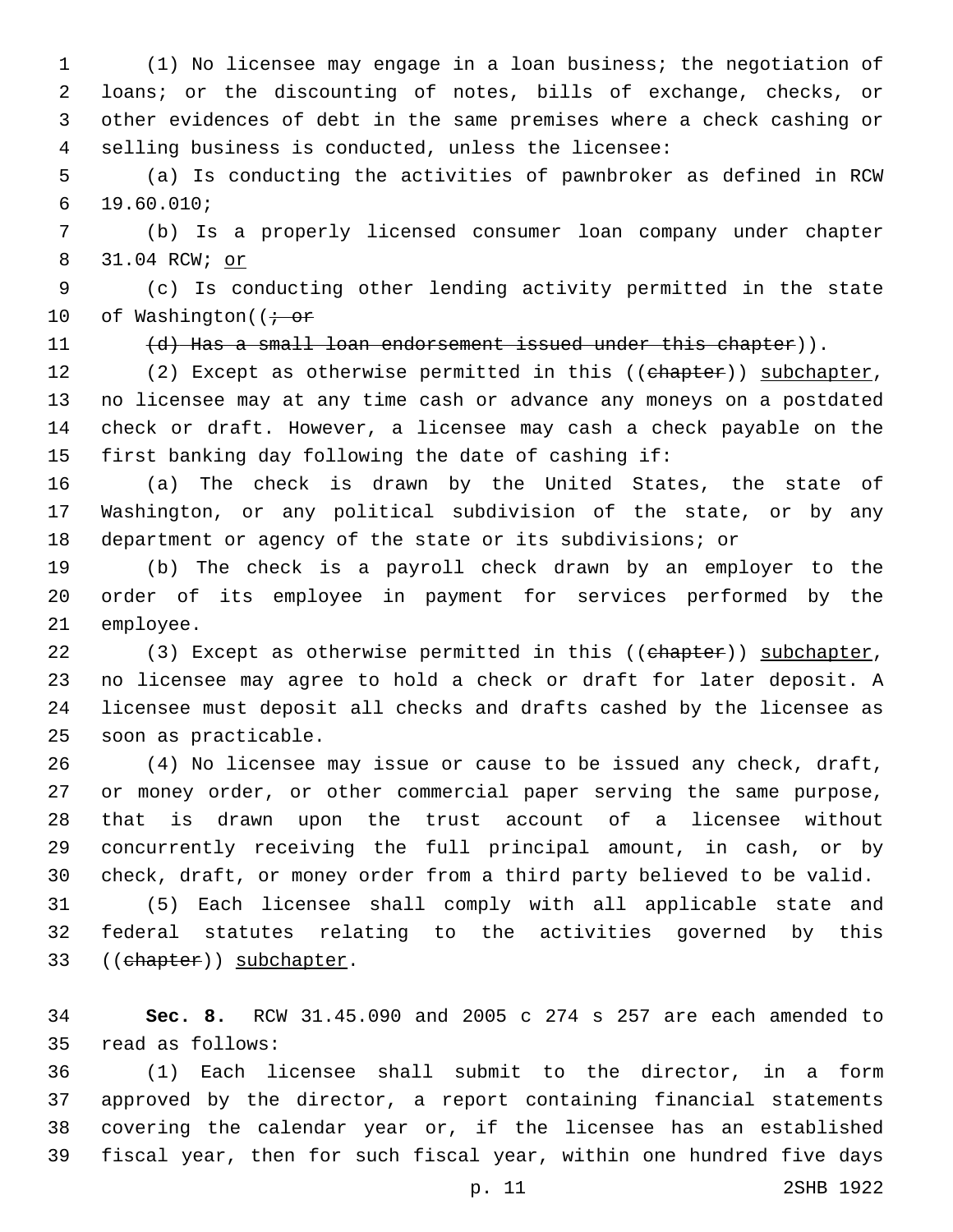(1) No licensee may engage in a loan business; the negotiation of loans; or the discounting of notes, bills of exchange, checks, or other evidences of debt in the same premises where a check cashing or selling business is conducted, unless the licensee:

(a) Is conducting the activities of pawnbroker as defined in RCW 19.60.010;

(b) Is a properly licensed consumer loan company under chapter 31.04 RCW; <u>or</u>

(c) Is conducting other lending activity permitted in the state of Washington((~~; or~~

~~(d) Has a small loan endorsement issued under this chapter~~)).

(2) Except as otherwise permitted in this ((~~chapter~~)) <u>subchapter</u>, no licensee may at any time cash or advance any moneys on a postdated check or draft. However, a licensee may cash a check payable on the first banking day following the date of cashing if:

(a) The check is drawn by the United States, the state of Washington, or any political subdivision of the state, or by any department or agency of the state or its subdivisions; or

(b) The check is a payroll check drawn by an employer to the order of its employee in payment for services performed by the employee.

(3) Except as otherwise permitted in this ((~~chapter~~)) <u>subchapter</u>, no licensee may agree to hold a check or draft for later deposit. A licensee must deposit all checks and drafts cashed by the licensee as soon as practicable.

(4) No licensee may issue or cause to be issued any check, draft, or money order, or other commercial paper serving the same purpose, that is drawn upon the trust account of a licensee without concurrently receiving the full principal amount, in cash, or by check, draft, or money order from a third party believed to be valid.

(5) Each licensee shall comply with all applicable state and federal statutes relating to the activities governed by this ((~~chapter~~)) <u>subchapter</u>.

**Sec. 8.** RCW 31.45.090 and 2005 c 274 s 257 are each amended to read as follows:

(1) Each licensee shall submit to the director, in a form approved by the director, a report containing financial statements covering the calendar year or, if the licensee has an established fiscal year, then for such fiscal year, within one hundred five days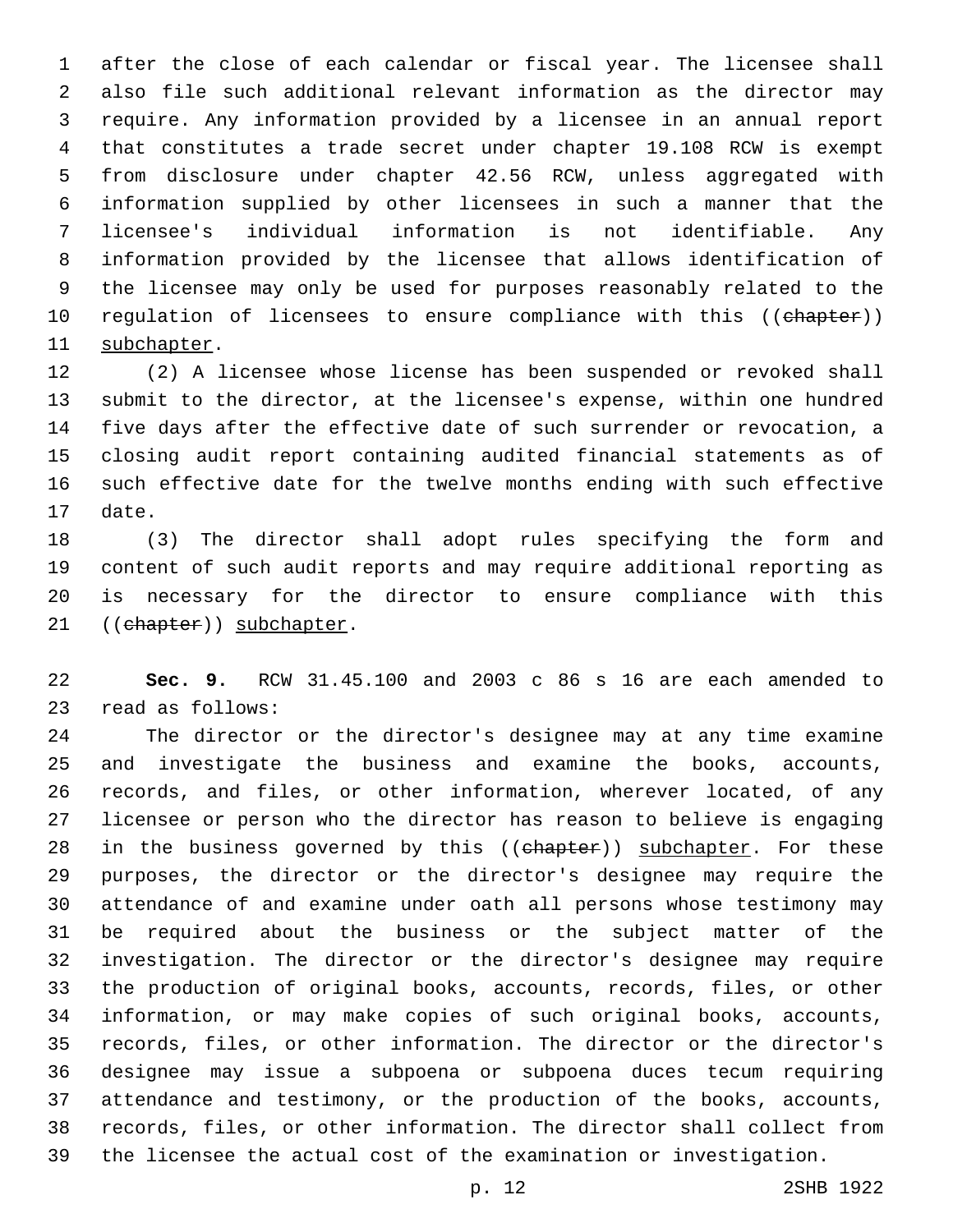after the close of each calendar or fiscal year. The licensee shall also file such additional relevant information as the director may require. Any information provided by a licensee in an annual report that constitutes a trade secret under chapter 19.108 RCW is exempt from disclosure under chapter 42.56 RCW, unless aggregated with information supplied by other licensees in such a manner that the licensee's individual information is not identifiable. Any information provided by the licensee that allows identification of the licensee may only be used for purposes reasonably related to the regulation of licensees to ensure compliance with this ((~~chapter~~)) <u>subchapter</u>.

(2) A licensee whose license has been suspended or revoked shall submit to the director, at the licensee's expense, within one hundred five days after the effective date of such surrender or revocation, a closing audit report containing audited financial statements as of such effective date for the twelve months ending with such effective date.

(3) The director shall adopt rules specifying the form and content of such audit reports and may require additional reporting as is necessary for the director to ensure compliance with this ((~~chapter~~)) <u>subchapter</u>.

**Sec. 9.** RCW 31.45.100 and 2003 c 86 s 16 are each amended to read as follows:

The director or the director's designee may at any time examine and investigate the business and examine the books, accounts, records, and files, or other information, wherever located, of any licensee or person who the director has reason to believe is engaging in the business governed by this ((~~chapter~~)) <u>subchapter</u>. For these purposes, the director or the director's designee may require the attendance of and examine under oath all persons whose testimony may be required about the business or the subject matter of the investigation. The director or the director's designee may require the production of original books, accounts, records, files, or other information, or may make copies of such original books, accounts, records, files, or other information. The director or the director's designee may issue a subpoena or subpoena duces tecum requiring attendance and testimony, or the production of the books, accounts, records, files, or other information. The director shall collect from the licensee the actual cost of the examination or investigation.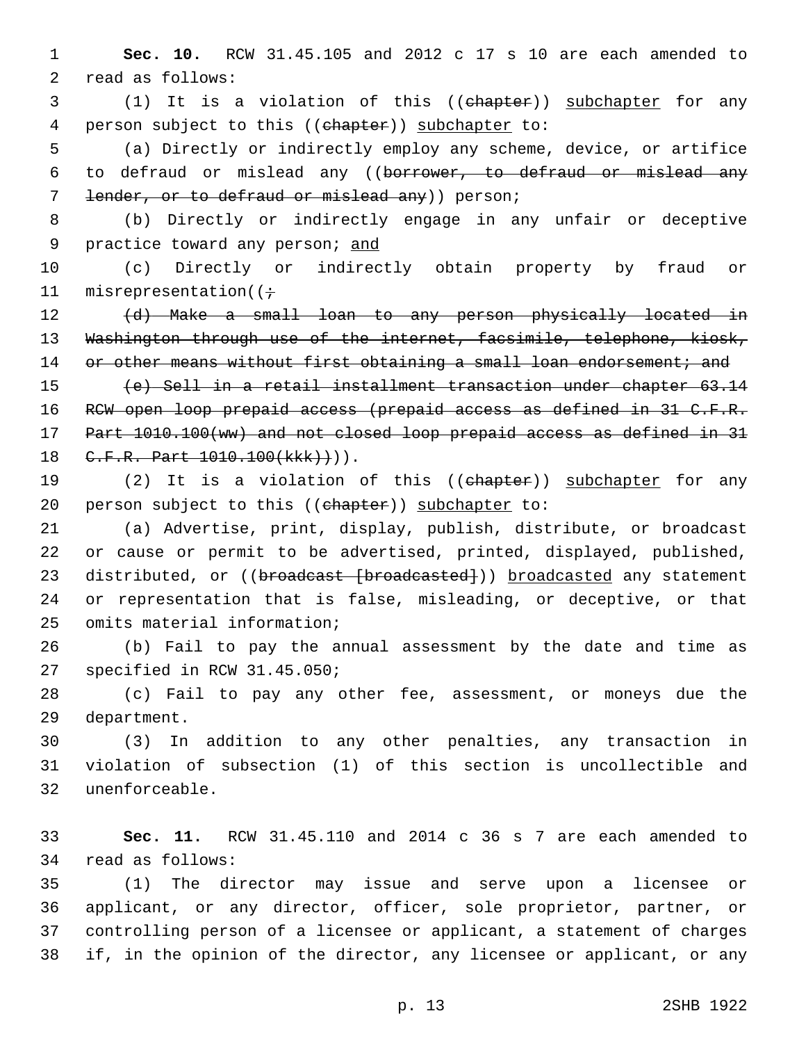**Sec. 10.** RCW 31.45.105 and 2012 c 17 s 10 are each amended to read as follows:

(1) It is a violation of this ((~~chapter~~)) <u>subchapter</u> for any person subject to this ((~~chapter~~)) <u>subchapter</u> to:

(a) Directly or indirectly employ any scheme, device, or artifice to defraud or mislead any ((~~borrower, to defraud or mislead any lender, or to defraud or mislead any~~)) person;

(b) Directly or indirectly engage in any unfair or deceptive practice toward any person; <u>and</u>

(c) Directly or indirectly obtain property by fraud or misrepresentation((~~;~~

~~(d) Make a small loan to any person physically located in Washington through use of the internet, facsimile, telephone, kiosk, or other means without first obtaining a small loan endorsement; and~~

~~(e) Sell in a retail installment transaction under chapter 63.14 RCW open loop prepaid access (prepaid access as defined in 31 C.F.R. Part 1010.100(ww) and not closed loop prepaid access as defined in 31 C.F.R. Part 1010.100(kkk))~~)).

(2) It is a violation of this ((~~chapter~~)) <u>subchapter</u> for any person subject to this ((~~chapter~~)) <u>subchapter</u> to:

(a) Advertise, print, display, publish, distribute, or broadcast or cause or permit to be advertised, printed, displayed, published, distributed, or ((~~broadcast [broadcasted]~~)) <u>broadcasted</u> any statement or representation that is false, misleading, or deceptive, or that omits material information;

(b) Fail to pay the annual assessment by the date and time as specified in RCW 31.45.050;

(c) Fail to pay any other fee, assessment, or moneys due the department.

(3) In addition to any other penalties, any transaction in violation of subsection (1) of this section is uncollectible and unenforceable.

**Sec. 11.** RCW 31.45.110 and 2014 c 36 s 7 are each amended to read as follows:

(1) The director may issue and serve upon a licensee or applicant, or any director, officer, sole proprietor, partner, or controlling person of a licensee or applicant, a statement of charges if, in the opinion of the director, any licensee or applicant, or any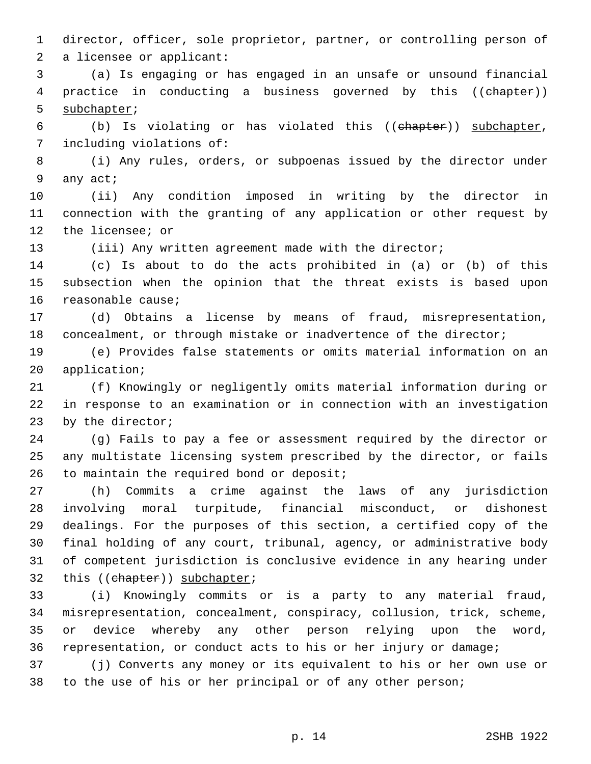director, officer, sole proprietor, partner, or controlling person of a licensee or applicant:

(a) Is engaging or has engaged in an unsafe or unsound financial practice in conducting a business governed by this ((~~chapter~~)) subchapter;

(b) Is violating or has violated this ((~~chapter~~)) subchapter, including violations of:

(i) Any rules, orders, or subpoenas issued by the director under any act;

(ii) Any condition imposed in writing by the director in connection with the granting of any application or other request by the licensee; or

(iii) Any written agreement made with the director;

(c) Is about to do the acts prohibited in (a) or (b) of this subsection when the opinion that the threat exists is based upon reasonable cause;

(d) Obtains a license by means of fraud, misrepresentation, concealment, or through mistake or inadvertence of the director;

(e) Provides false statements or omits material information on an application;

(f) Knowingly or negligently omits material information during or in response to an examination or in connection with an investigation by the director;

(g) Fails to pay a fee or assessment required by the director or any multistate licensing system prescribed by the director, or fails to maintain the required bond or deposit;

(h) Commits a crime against the laws of any jurisdiction involving moral turpitude, financial misconduct, or dishonest dealings. For the purposes of this section, a certified copy of the final holding of any court, tribunal, agency, or administrative body of competent jurisdiction is conclusive evidence in any hearing under this ((~~chapter~~)) subchapter;

(i) Knowingly commits or is a party to any material fraud, misrepresentation, concealment, conspiracy, collusion, trick, scheme, or device whereby any other person relying upon the word, representation, or conduct acts to his or her injury or damage;

(j) Converts any money or its equivalent to his or her own use or to the use of his or her principal or of any other person;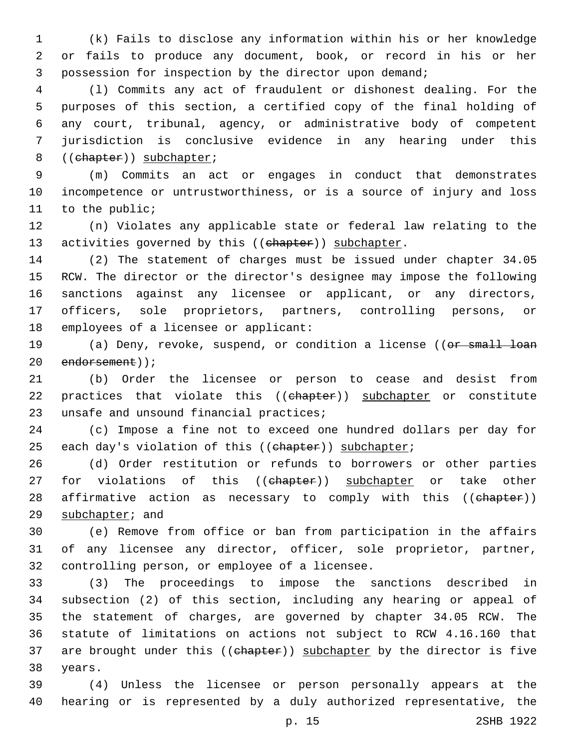(k) Fails to disclose any information within his or her knowledge or fails to produce any document, book, or record in his or her possession for inspection by the director upon demand;

(l) Commits any act of fraudulent or dishonest dealing. For the purposes of this section, a certified copy of the final holding of any court, tribunal, agency, or administrative body of competent jurisdiction is conclusive evidence in any hearing under this ((~~chapter~~)) subchapter;

(m) Commits an act or engages in conduct that demonstrates incompetence or untrustworthiness, or is a source of injury and loss to the public;

(n) Violates any applicable state or federal law relating to the activities governed by this ((~~chapter~~)) subchapter.

(2) The statement of charges must be issued under chapter 34.05 RCW. The director or the director's designee may impose the following sanctions against any licensee or applicant, or any directors, officers, sole proprietors, partners, controlling persons, or employees of a licensee or applicant:

(a) Deny, revoke, suspend, or condition a license ((~~or small loan endorsement~~));

(b) Order the licensee or person to cease and desist from practices that violate this ((~~chapter~~)) subchapter or constitute unsafe and unsound financial practices;

(c) Impose a fine not to exceed one hundred dollars per day for each day's violation of this ((~~chapter~~)) subchapter;

(d) Order restitution or refunds to borrowers or other parties for violations of this ((~~chapter~~)) subchapter or take other affirmative action as necessary to comply with this ((~~chapter~~)) subchapter; and

(e) Remove from office or ban from participation in the affairs of any licensee any director, officer, sole proprietor, partner, controlling person, or employee of a licensee.

(3) The proceedings to impose the sanctions described in subsection (2) of this section, including any hearing or appeal of the statement of charges, are governed by chapter 34.05 RCW. The statute of limitations on actions not subject to RCW 4.16.160 that are brought under this ((~~chapter~~)) subchapter by the director is five years.

(4) Unless the licensee or person personally appears at the hearing or is represented by a duly authorized representative, the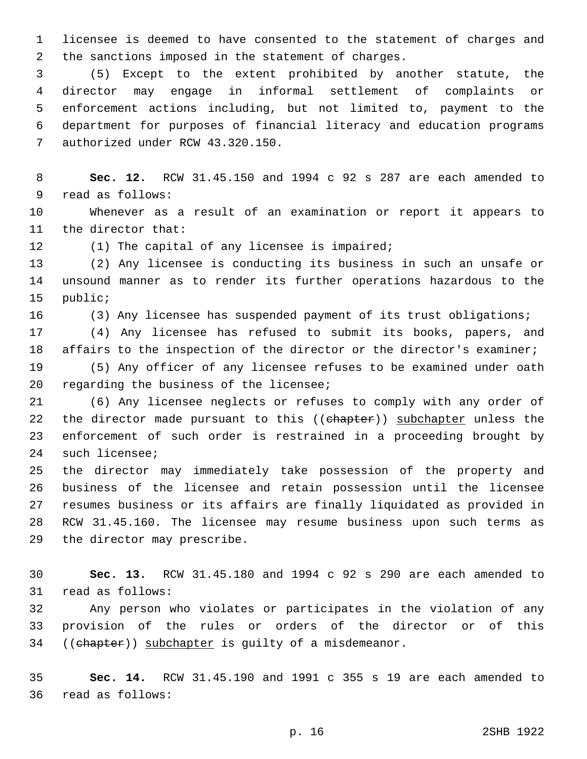licensee is deemed to have consented to the statement of charges and the sanctions imposed in the statement of charges.

(5) Except to the extent prohibited by another statute, the director may engage in informal settlement of complaints or enforcement actions including, but not limited to, payment to the department for purposes of financial literacy and education programs authorized under RCW 43.320.150.

**Sec. 12.** RCW 31.45.150 and 1994 c 92 s 287 are each amended to read as follows:

Whenever as a result of an examination or report it appears to the director that:

(1) The capital of any licensee is impaired;

(2) Any licensee is conducting its business in such an unsafe or unsound manner as to render its further operations hazardous to the public;

(3) Any licensee has suspended payment of its trust obligations;

(4) Any licensee has refused to submit its books, papers, and affairs to the inspection of the director or the director's examiner;

(5) Any officer of any licensee refuses to be examined under oath regarding the business of the licensee;

(6) Any licensee neglects or refuses to comply with any order of the director made pursuant to this ((~~chapter~~)) <u>subchapter</u> unless the enforcement of such order is restrained in a proceeding brought by such licensee;

the director may immediately take possession of the property and business of the licensee and retain possession until the licensee resumes business or its affairs are finally liquidated as provided in RCW 31.45.160. The licensee may resume business upon such terms as the director may prescribe.

**Sec. 13.** RCW 31.45.180 and 1994 c 92 s 290 are each amended to read as follows:

Any person who violates or participates in the violation of any provision of the rules or orders of the director or of this ((~~chapter~~)) <u>subchapter</u> is guilty of a misdemeanor.

**Sec. 14.** RCW 31.45.190 and 1991 c 355 s 19 are each amended to read as follows: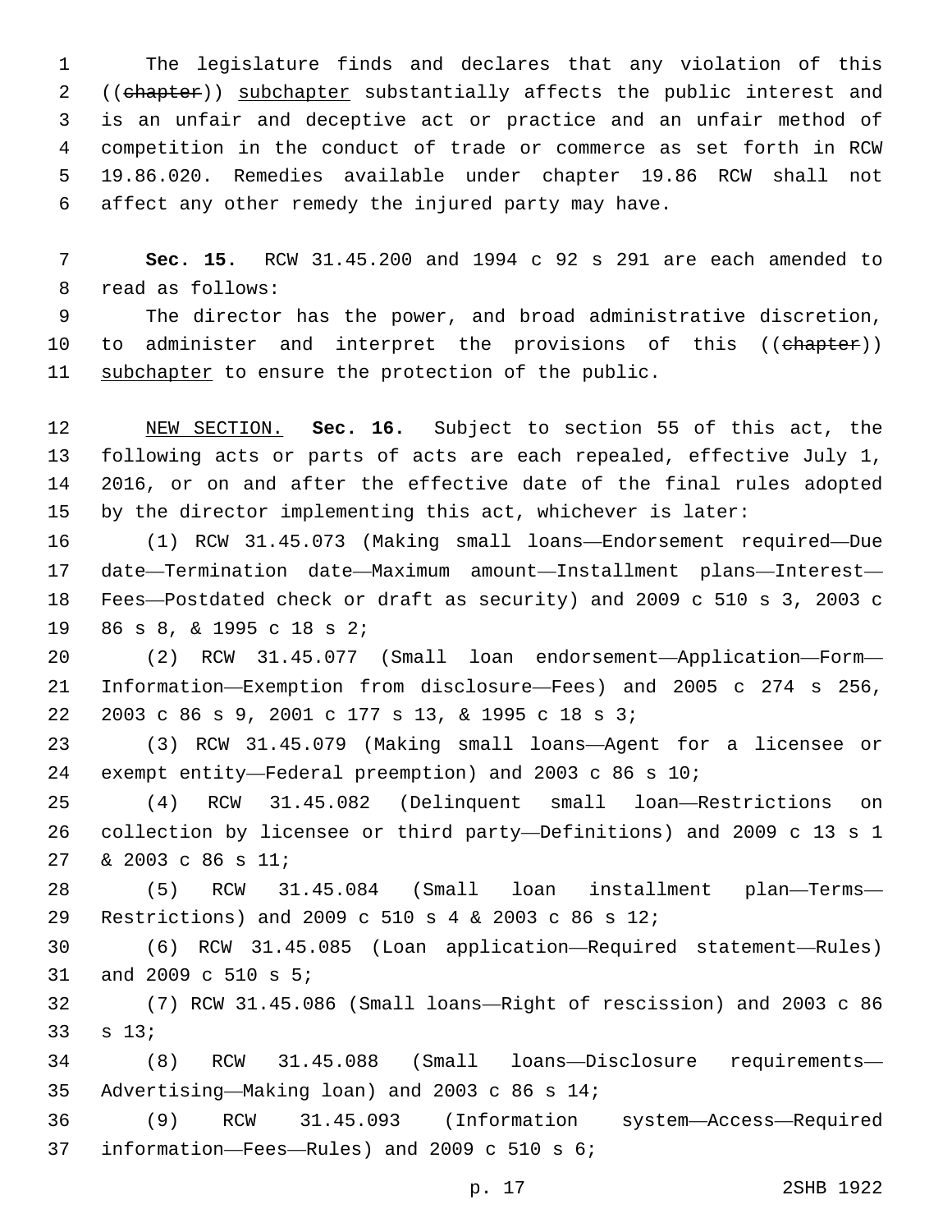The legislature finds and declares that any violation of this ((~~chapter~~)) <u>subchapter</u> substantially affects the public interest and is an unfair and deceptive act or practice and an unfair method of competition in the conduct of trade or commerce as set forth in RCW 19.86.020. Remedies available under chapter 19.86 RCW shall not affect any other remedy the injured party may have.

**Sec. 15.** RCW 31.45.200 and 1994 c 92 s 291 are each amended to read as follows:

The director has the power, and broad administrative discretion, to administer and interpret the provisions of this ((~~chapter~~)) <u>subchapter</u> to ensure the protection of the public.

<u>NEW SECTION.</u> **Sec. 16.** Subject to section 55 of this act, the following acts or parts of acts are each repealed, effective July 1, 2016, or on and after the effective date of the final rules adopted by the director implementing this act, whichever is later:

(1) RCW 31.45.073 (Making small loans—Endorsement required—Due date—Termination date—Maximum amount—Installment plans—Interest—Fees—Postdated check or draft as security) and 2009 c 510 s 3, 2003 c 86 s 8, & 1995 c 18 s 2;

(2) RCW 31.45.077 (Small loan endorsement—Application—Form—Information—Exemption from disclosure—Fees) and 2005 c 274 s 256, 2003 c 86 s 9, 2001 c 177 s 13, & 1995 c 18 s 3;

(3) RCW 31.45.079 (Making small loans—Agent for a licensee or exempt entity—Federal preemption) and 2003 c 86 s 10;

(4) RCW 31.45.082 (Delinquent small loan—Restrictions on collection by licensee or third party—Definitions) and 2009 c 13 s 1 & 2003 c 86 s 11;

(5) RCW 31.45.084 (Small loan installment plan—Terms—Restrictions) and 2009 c 510 s 4 & 2003 c 86 s 12;

(6) RCW 31.45.085 (Loan application—Required statement—Rules) and 2009 c 510 s 5;

(7) RCW 31.45.086 (Small loans—Right of rescission) and 2003 c 86 s 13;

(8) RCW 31.45.088 (Small loans—Disclosure requirements—Advertising—Making loan) and 2003 c 86 s 14;

(9) RCW 31.45.093 (Information system—Access—Required information—Fees—Rules) and 2009 c 510 s 6;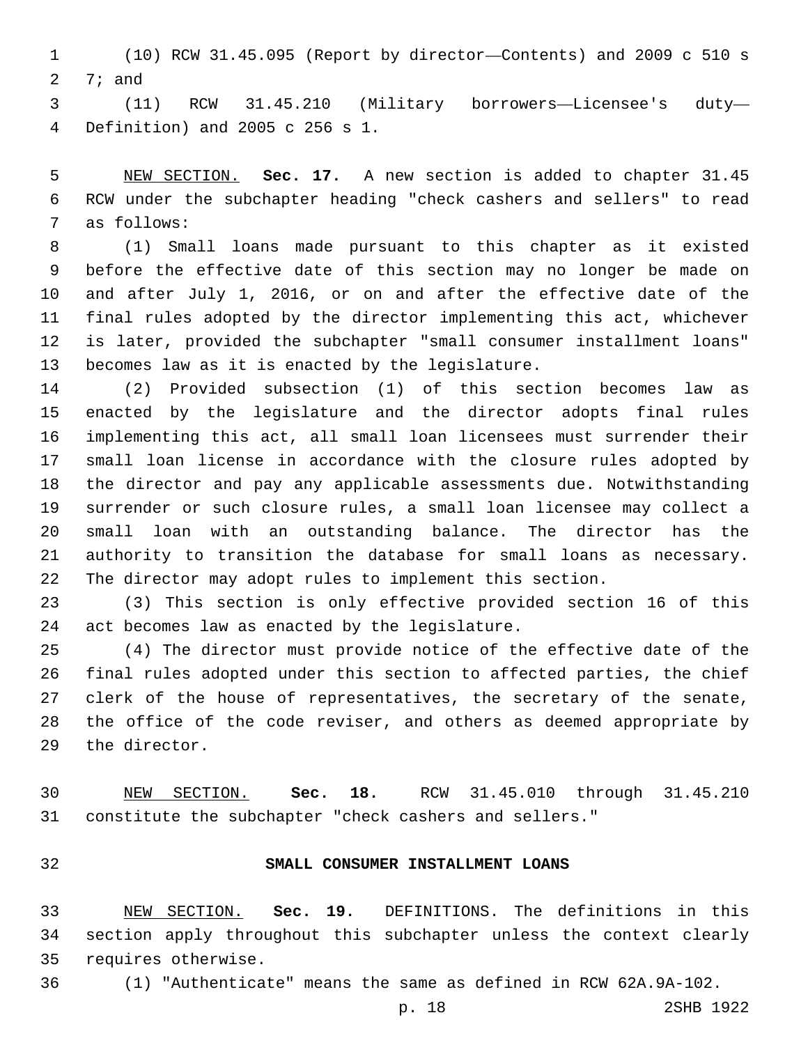(10) RCW 31.45.095 (Report by director—Contents) and 2009 c 510 s 7; and

(11) RCW 31.45.210 (Military borrowers—Licensee's duty—Definition) and 2005 c 256 s 1.

NEW SECTION. **Sec. 17.** A new section is added to chapter 31.45 RCW under the subchapter heading "check cashers and sellers" to read as follows:

(1) Small loans made pursuant to this chapter as it existed before the effective date of this section may no longer be made on and after July 1, 2016, or on and after the effective date of the final rules adopted by the director implementing this act, whichever is later, provided the subchapter "small consumer installment loans" becomes law as it is enacted by the legislature.

(2) Provided subsection (1) of this section becomes law as enacted by the legislature and the director adopts final rules implementing this act, all small loan licensees must surrender their small loan license in accordance with the closure rules adopted by the director and pay any applicable assessments due. Notwithstanding surrender or such closure rules, a small loan licensee may collect a small loan with an outstanding balance. The director has the authority to transition the database for small loans as necessary. The director may adopt rules to implement this section.

(3) This section is only effective provided section 16 of this act becomes law as enacted by the legislature.

(4) The director must provide notice of the effective date of the final rules adopted under this section to affected parties, the chief clerk of the house of representatives, the secretary of the senate, the office of the code reviser, and others as deemed appropriate by the director.

NEW SECTION. **Sec. 18.** RCW 31.45.010 through 31.45.210 constitute the subchapter "check cashers and sellers."

## SMALL CONSUMER INSTALLMENT LOANS

NEW SECTION. **Sec. 19.** DEFINITIONS. The definitions in this section apply throughout this subchapter unless the context clearly requires otherwise.

(1) "Authenticate" means the same as defined in RCW 62A.9A-102.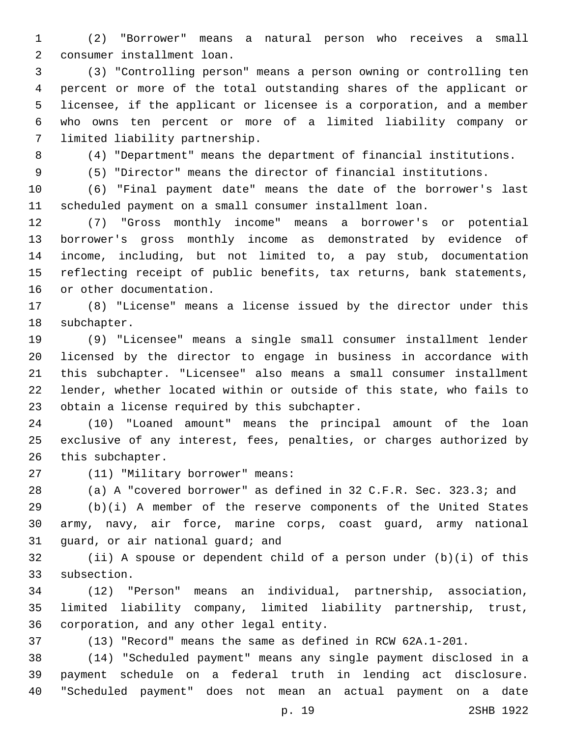(2) "Borrower" means a natural person who receives a small consumer installment loan.

(3) "Controlling person" means a person owning or controlling ten percent or more of the total outstanding shares of the applicant or licensee, if the applicant or licensee is a corporation, and a member who owns ten percent or more of a limited liability company or limited liability partnership.

(4) "Department" means the department of financial institutions.

(5) "Director" means the director of financial institutions.

(6) "Final payment date" means the date of the borrower's last scheduled payment on a small consumer installment loan.

(7) "Gross monthly income" means a borrower's or potential borrower's gross monthly income as demonstrated by evidence of income, including, but not limited to, a pay stub, documentation reflecting receipt of public benefits, tax returns, bank statements, or other documentation.

(8) "License" means a license issued by the director under this subchapter.

(9) "Licensee" means a single small consumer installment lender licensed by the director to engage in business in accordance with this subchapter. "Licensee" also means a small consumer installment lender, whether located within or outside of this state, who fails to obtain a license required by this subchapter.

(10) "Loaned amount" means the principal amount of the loan exclusive of any interest, fees, penalties, or charges authorized by this subchapter.

(11) "Military borrower" means:

(a) A "covered borrower" as defined in 32 C.F.R. Sec. 323.3; and

(b)(i) A member of the reserve components of the United States army, navy, air force, marine corps, coast guard, army national guard, or air national guard; and

(ii) A spouse or dependent child of a person under (b)(i) of this subsection.

(12) "Person" means an individual, partnership, association, limited liability company, limited liability partnership, trust, corporation, and any other legal entity.

(13) "Record" means the same as defined in RCW 62A.1-201.

(14) "Scheduled payment" means any single payment disclosed in a payment schedule on a federal truth in lending act disclosure. "Scheduled payment" does not mean an actual payment on a date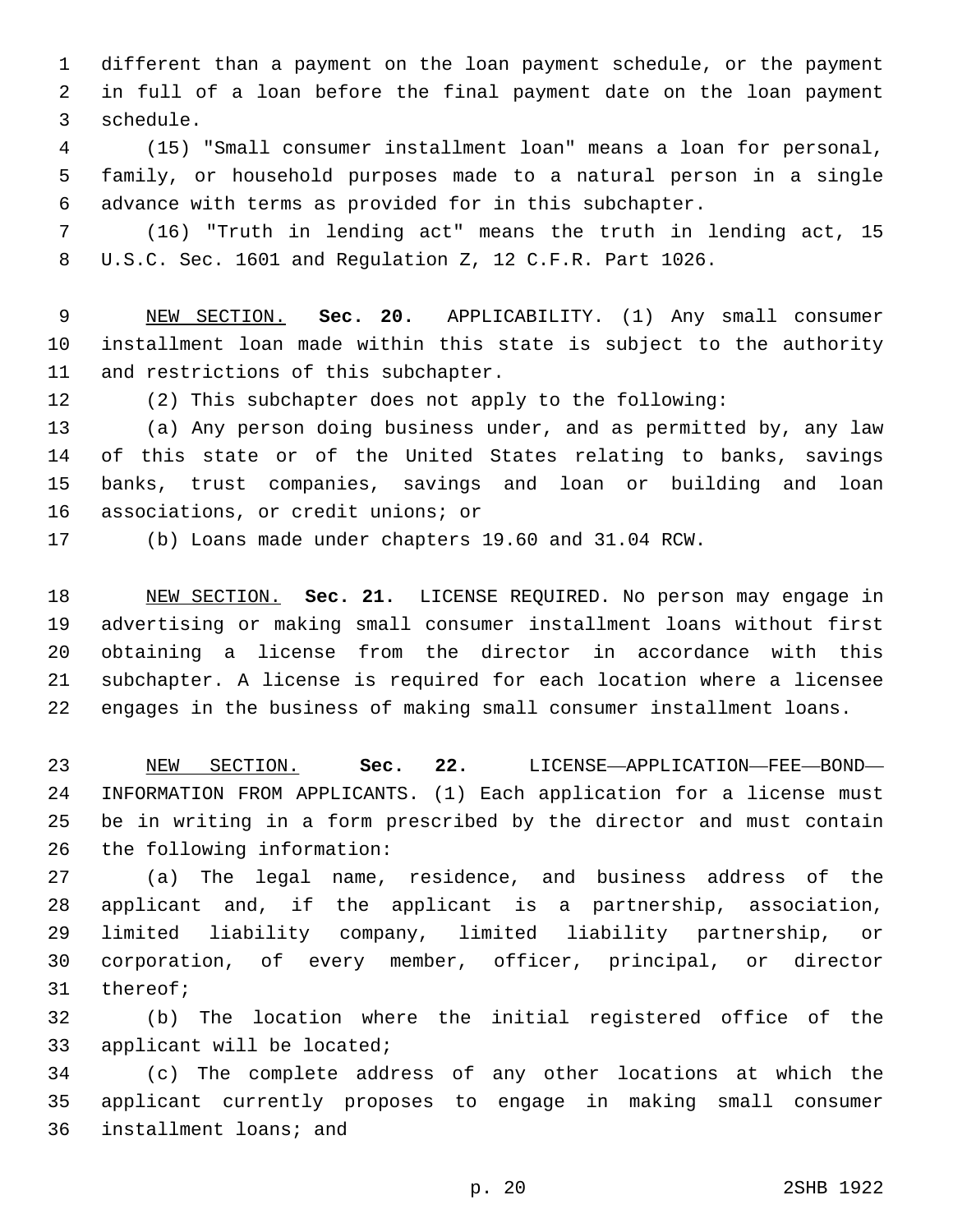different than a payment on the loan payment schedule, or the payment in full of a loan before the final payment date on the loan payment schedule.

(15) "Small consumer installment loan" means a loan for personal, family, or household purposes made to a natural person in a single advance with terms as provided for in this subchapter.

(16) "Truth in lending act" means the truth in lending act, 15 U.S.C. Sec. 1601 and Regulation Z, 12 C.F.R. Part 1026.

NEW SECTION. **Sec. 20.** APPLICABILITY. (1) Any small consumer installment loan made within this state is subject to the authority and restrictions of this subchapter.

(2) This subchapter does not apply to the following:

(a) Any person doing business under, and as permitted by, any law of this state or of the United States relating to banks, savings banks, trust companies, savings and loan or building and loan associations, or credit unions; or

(b) Loans made under chapters 19.60 and 31.04 RCW.

NEW SECTION. **Sec. 21.** LICENSE REQUIRED. No person may engage in advertising or making small consumer installment loans without first obtaining a license from the director in accordance with this subchapter. A license is required for each location where a licensee engages in the business of making small consumer installment loans.

NEW SECTION. **Sec. 22.** LICENSE—APPLICATION—FEE—BOND—INFORMATION FROM APPLICANTS. (1) Each application for a license must be in writing in a form prescribed by the director and must contain the following information:

(a) The legal name, residence, and business address of the applicant and, if the applicant is a partnership, association, limited liability company, limited liability partnership, or corporation, of every member, officer, principal, or director thereof;

(b) The location where the initial registered office of the applicant will be located;

(c) The complete address of any other locations at which the applicant currently proposes to engage in making small consumer installment loans; and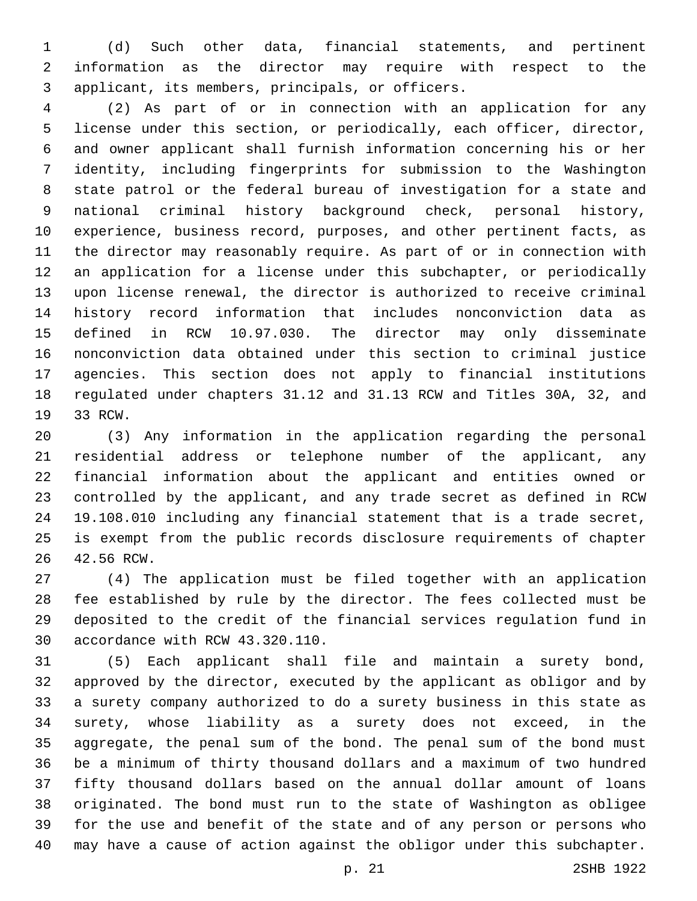(d) Such other data, financial statements, and pertinent information as the director may require with respect to the applicant, its members, principals, or officers.

(2) As part of or in connection with an application for any license under this section, or periodically, each officer, director, and owner applicant shall furnish information concerning his or her identity, including fingerprints for submission to the Washington state patrol or the federal bureau of investigation for a state and national criminal history background check, personal history, experience, business record, purposes, and other pertinent facts, as the director may reasonably require. As part of or in connection with an application for a license under this subchapter, or periodically upon license renewal, the director is authorized to receive criminal history record information that includes nonconviction data as defined in RCW 10.97.030. The director may only disseminate nonconviction data obtained under this section to criminal justice agencies. This section does not apply to financial institutions regulated under chapters 31.12 and 31.13 RCW and Titles 30A, 32, and 33 RCW.

(3) Any information in the application regarding the personal residential address or telephone number of the applicant, any financial information about the applicant and entities owned or controlled by the applicant, and any trade secret as defined in RCW 19.108.010 including any financial statement that is a trade secret, is exempt from the public records disclosure requirements of chapter 42.56 RCW.

(4) The application must be filed together with an application fee established by rule by the director. The fees collected must be deposited to the credit of the financial services regulation fund in accordance with RCW 43.320.110.

(5) Each applicant shall file and maintain a surety bond, approved by the director, executed by the applicant as obligor and by a surety company authorized to do a surety business in this state as surety, whose liability as a surety does not exceed, in the aggregate, the penal sum of the bond. The penal sum of the bond must be a minimum of thirty thousand dollars and a maximum of two hundred fifty thousand dollars based on the annual dollar amount of loans originated. The bond must run to the state of Washington as obligee for the use and benefit of the state and of any person or persons who may have a cause of action against the obligor under this subchapter.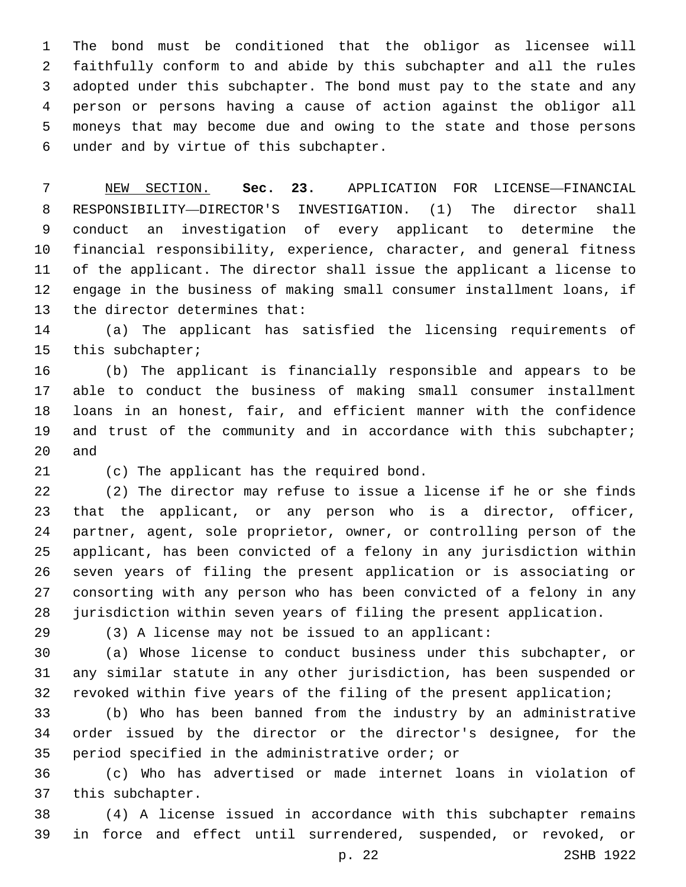The bond must be conditioned that the obligor as licensee will faithfully conform to and abide by this subchapter and all the rules adopted under this subchapter. The bond must pay to the state and any person or persons having a cause of action against the obligor all moneys that may become due and owing to the state and those persons under and by virtue of this subchapter.

NEW SECTION. **Sec. 23.** APPLICATION FOR LICENSE—FINANCIAL RESPONSIBILITY—DIRECTOR'S INVESTIGATION. (1) The director shall conduct an investigation of every applicant to determine the financial responsibility, experience, character, and general fitness of the applicant. The director shall issue the applicant a license to engage in the business of making small consumer installment loans, if the director determines that:

(a) The applicant has satisfied the licensing requirements of this subchapter;

(b) The applicant is financially responsible and appears to be able to conduct the business of making small consumer installment loans in an honest, fair, and efficient manner with the confidence and trust of the community and in accordance with this subchapter; and

(c) The applicant has the required bond.

(2) The director may refuse to issue a license if he or she finds that the applicant, or any person who is a director, officer, partner, agent, sole proprietor, owner, or controlling person of the applicant, has been convicted of a felony in any jurisdiction within seven years of filing the present application or is associating or consorting with any person who has been convicted of a felony in any jurisdiction within seven years of filing the present application.

(3) A license may not be issued to an applicant:

(a) Whose license to conduct business under this subchapter, or any similar statute in any other jurisdiction, has been suspended or revoked within five years of the filing of the present application;

(b) Who has been banned from the industry by an administrative order issued by the director or the director's designee, for the period specified in the administrative order; or

(c) Who has advertised or made internet loans in violation of this subchapter.

(4) A license issued in accordance with this subchapter remains in force and effect until surrendered, suspended, or revoked, or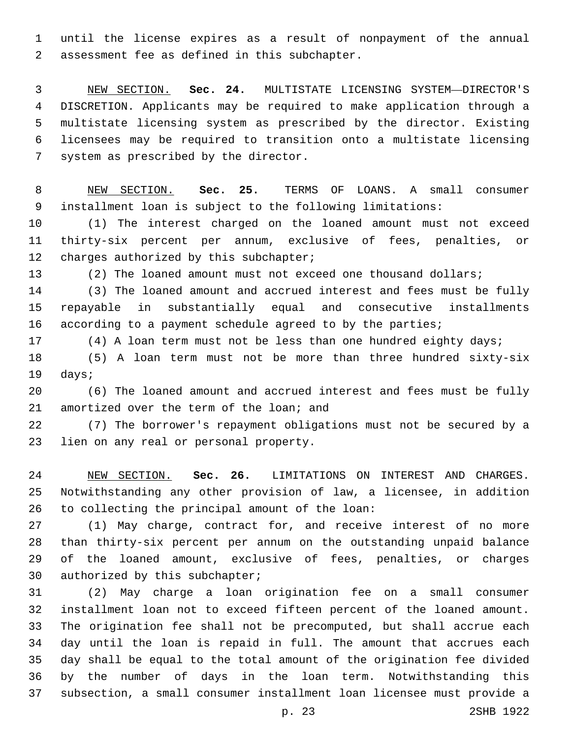until the license expires as a result of nonpayment of the annual assessment fee as defined in this subchapter.

NEW SECTION. **Sec. 24.** MULTISTATE LICENSING SYSTEM—DIRECTOR'S DISCRETION. Applicants may be required to make application through a multistate licensing system as prescribed by the director. Existing licensees may be required to transition onto a multistate licensing system as prescribed by the director.

NEW SECTION. **Sec. 25.** TERMS OF LOANS. A small consumer installment loan is subject to the following limitations:

(1) The interest charged on the loaned amount must not exceed thirty-six percent per annum, exclusive of fees, penalties, or charges authorized by this subchapter;

(2) The loaned amount must not exceed one thousand dollars;

(3) The loaned amount and accrued interest and fees must be fully repayable in substantially equal and consecutive installments according to a payment schedule agreed to by the parties;

(4) A loan term must not be less than one hundred eighty days;

(5) A loan term must not be more than three hundred sixty-six days;

(6) The loaned amount and accrued interest and fees must be fully amortized over the term of the loan; and

(7) The borrower's repayment obligations must not be secured by a lien on any real or personal property.

NEW SECTION. **Sec. 26.** LIMITATIONS ON INTEREST AND CHARGES. Notwithstanding any other provision of law, a licensee, in addition to collecting the principal amount of the loan:

(1) May charge, contract for, and receive interest of no more than thirty-six percent per annum on the outstanding unpaid balance of the loaned amount, exclusive of fees, penalties, or charges authorized by this subchapter;

(2) May charge a loan origination fee on a small consumer installment loan not to exceed fifteen percent of the loaned amount. The origination fee shall not be precomputed, but shall accrue each day until the loan is repaid in full. The amount that accrues each day shall be equal to the total amount of the origination fee divided by the number of days in the loan term. Notwithstanding this subsection, a small consumer installment loan licensee must provide a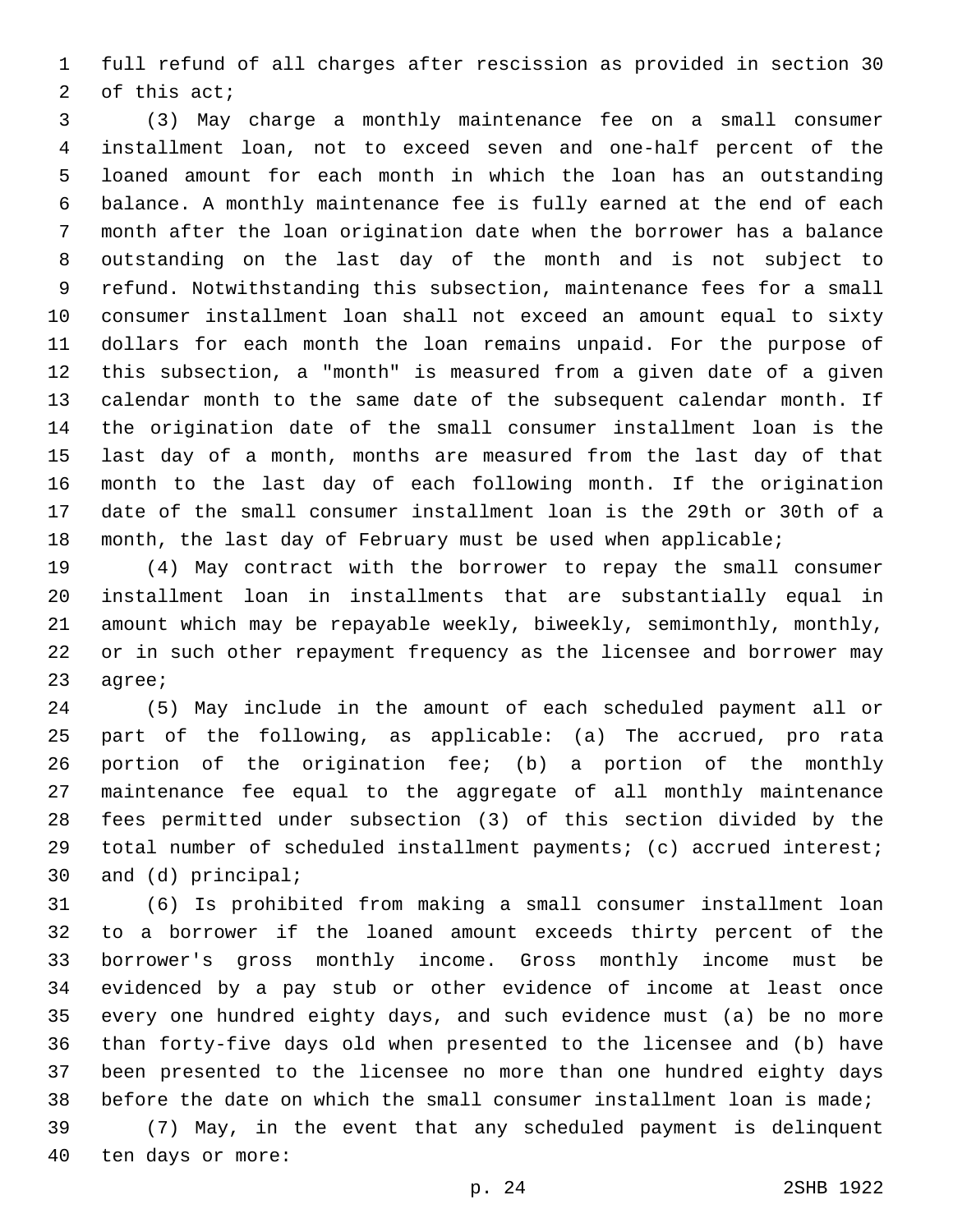full refund of all charges after rescission as provided in section 30 of this act;

(3) May charge a monthly maintenance fee on a small consumer installment loan, not to exceed seven and one-half percent of the loaned amount for each month in which the loan has an outstanding balance. A monthly maintenance fee is fully earned at the end of each month after the loan origination date when the borrower has a balance outstanding on the last day of the month and is not subject to refund. Notwithstanding this subsection, maintenance fees for a small consumer installment loan shall not exceed an amount equal to sixty dollars for each month the loan remains unpaid. For the purpose of this subsection, a "month" is measured from a given date of a given calendar month to the same date of the subsequent calendar month. If the origination date of the small consumer installment loan is the last day of a month, months are measured from the last day of that month to the last day of each following month. If the origination date of the small consumer installment loan is the 29th or 30th of a month, the last day of February must be used when applicable;

(4) May contract with the borrower to repay the small consumer installment loan in installments that are substantially equal in amount which may be repayable weekly, biweekly, semimonthly, monthly, or in such other repayment frequency as the licensee and borrower may agree;

(5) May include in the amount of each scheduled payment all or part of the following, as applicable: (a) The accrued, pro rata portion of the origination fee; (b) a portion of the monthly maintenance fee equal to the aggregate of all monthly maintenance fees permitted under subsection (3) of this section divided by the total number of scheduled installment payments; (c) accrued interest; and (d) principal;

(6) Is prohibited from making a small consumer installment loan to a borrower if the loaned amount exceeds thirty percent of the borrower's gross monthly income. Gross monthly income must be evidenced by a pay stub or other evidence of income at least once every one hundred eighty days, and such evidence must (a) be no more than forty-five days old when presented to the licensee and (b) have been presented to the licensee no more than one hundred eighty days before the date on which the small consumer installment loan is made;

(7) May, in the event that any scheduled payment is delinquent ten days or more: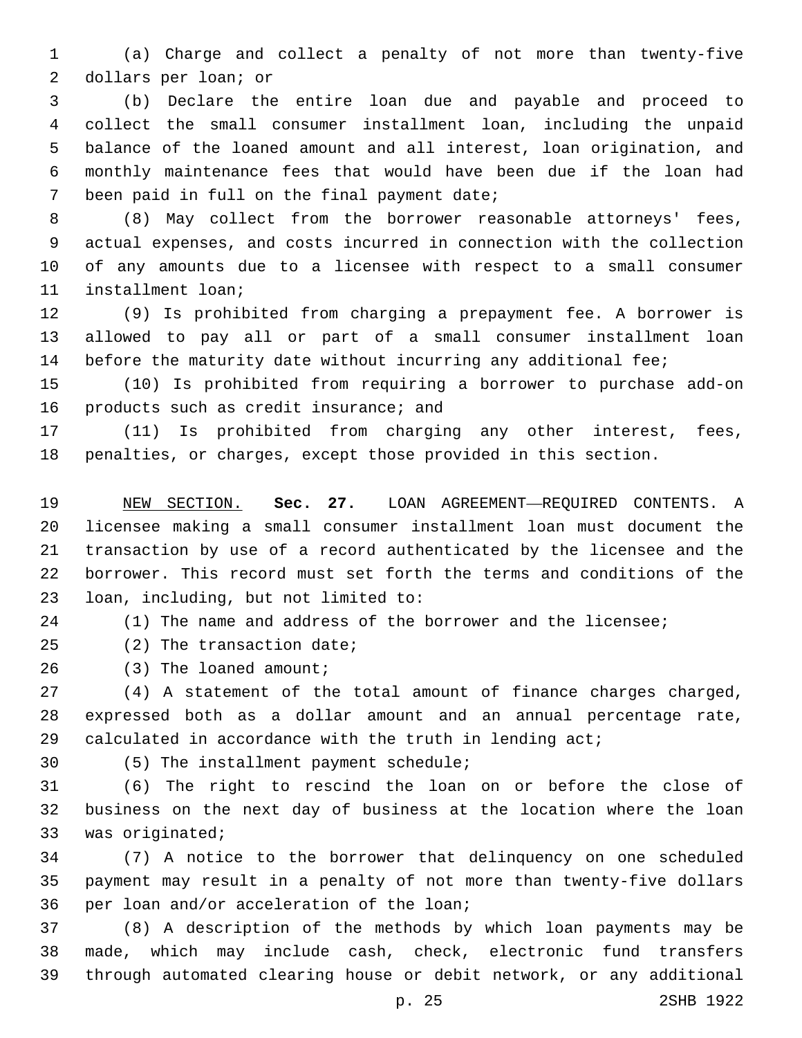(a) Charge and collect a penalty of not more than twenty-five dollars per loan; or

(b) Declare the entire loan due and payable and proceed to collect the small consumer installment loan, including the unpaid balance of the loaned amount and all interest, loan origination, and monthly maintenance fees that would have been due if the loan had been paid in full on the final payment date;

(8) May collect from the borrower reasonable attorneys' fees, actual expenses, and costs incurred in connection with the collection of any amounts due to a licensee with respect to a small consumer installment loan;

(9) Is prohibited from charging a prepayment fee. A borrower is allowed to pay all or part of a small consumer installment loan before the maturity date without incurring any additional fee;

(10) Is prohibited from requiring a borrower to purchase add-on products such as credit insurance; and

(11) Is prohibited from charging any other interest, fees, penalties, or charges, except those provided in this section.

NEW SECTION. **Sec. 27.** LOAN AGREEMENT—REQUIRED CONTENTS. A licensee making a small consumer installment loan must document the transaction by use of a record authenticated by the licensee and the borrower. This record must set forth the terms and conditions of the loan, including, but not limited to:

(1) The name and address of the borrower and the licensee;

(2) The transaction date;

(3) The loaned amount;

(4) A statement of the total amount of finance charges charged, expressed both as a dollar amount and an annual percentage rate, calculated in accordance with the truth in lending act;

(5) The installment payment schedule;

(6) The right to rescind the loan on or before the close of business on the next day of business at the location where the loan was originated;

(7) A notice to the borrower that delinquency on one scheduled payment may result in a penalty of not more than twenty-five dollars per loan and/or acceleration of the loan;

(8) A description of the methods by which loan payments may be made, which may include cash, check, electronic fund transfers through automated clearing house or debit network, or any additional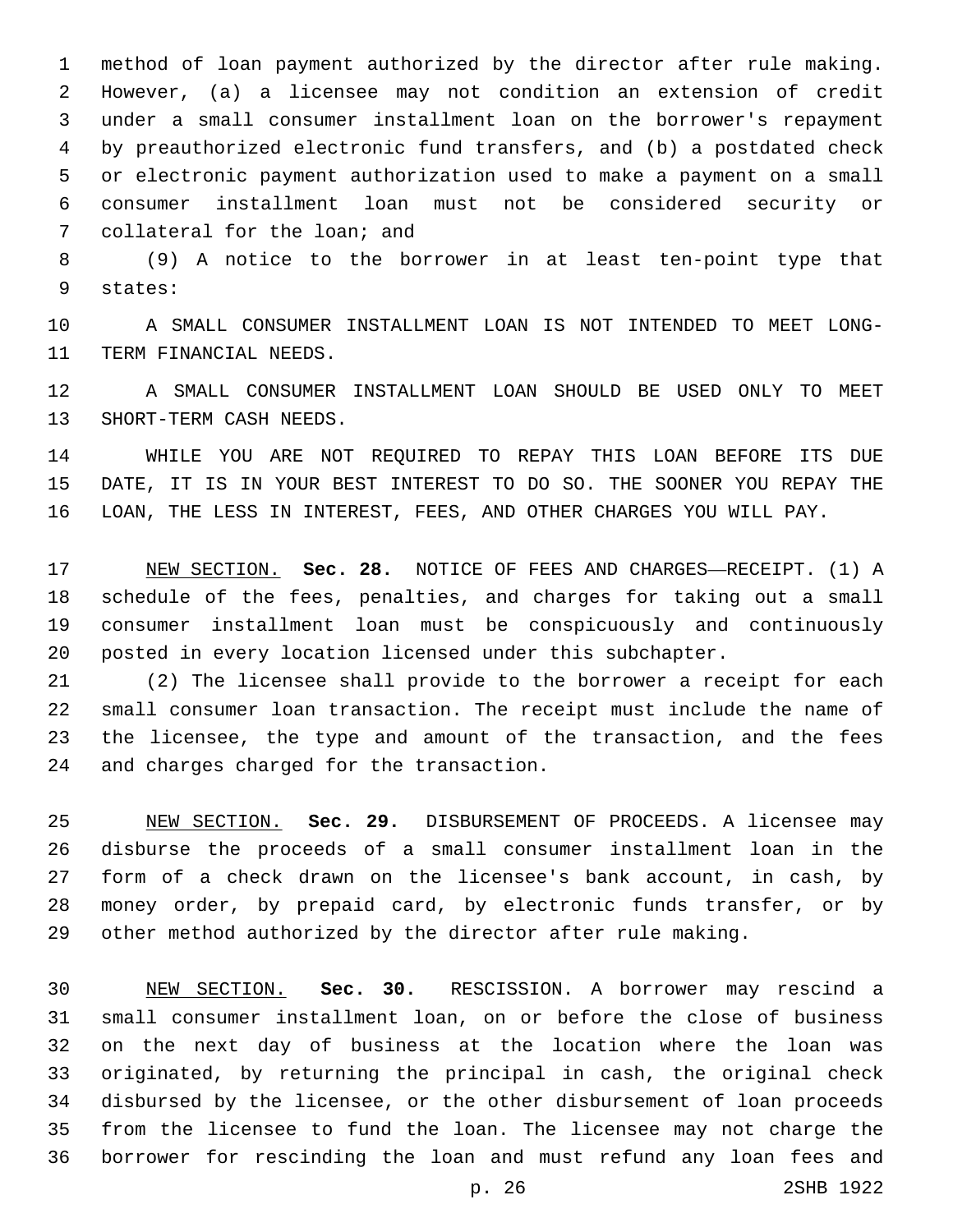method of loan payment authorized by the director after rule making. However, (a) a licensee may not condition an extension of credit under a small consumer installment loan on the borrower's repayment by preauthorized electronic fund transfers, and (b) a postdated check or electronic payment authorization used to make a payment on a small consumer installment loan must not be considered security or collateral for the loan; and

(9) A notice to the borrower in at least ten-point type that states:

A SMALL CONSUMER INSTALLMENT LOAN IS NOT INTENDED TO MEET LONG-TERM FINANCIAL NEEDS.

A SMALL CONSUMER INSTALLMENT LOAN SHOULD BE USED ONLY TO MEET SHORT-TERM CASH NEEDS.

WHILE YOU ARE NOT REQUIRED TO REPAY THIS LOAN BEFORE ITS DUE DATE, IT IS IN YOUR BEST INTEREST TO DO SO. THE SOONER YOU REPAY THE LOAN, THE LESS IN INTEREST, FEES, AND OTHER CHARGES YOU WILL PAY.

NEW SECTION. **Sec. 28.** NOTICE OF FEES AND CHARGES—RECEIPT. (1) A schedule of the fees, penalties, and charges for taking out a small consumer installment loan must be conspicuously and continuously posted in every location licensed under this subchapter.

(2) The licensee shall provide to the borrower a receipt for each small consumer loan transaction. The receipt must include the name of the licensee, the type and amount of the transaction, and the fees and charges charged for the transaction.

NEW SECTION. **Sec. 29.** DISBURSEMENT OF PROCEEDS. A licensee may disburse the proceeds of a small consumer installment loan in the form of a check drawn on the licensee's bank account, in cash, by money order, by prepaid card, by electronic funds transfer, or by other method authorized by the director after rule making.

NEW SECTION. **Sec. 30.** RESCISSION. A borrower may rescind a small consumer installment loan, on or before the close of business on the next day of business at the location where the loan was originated, by returning the principal in cash, the original check disbursed by the licensee, or the other disbursement of loan proceeds from the licensee to fund the loan. The licensee may not charge the borrower for rescinding the loan and must refund any loan fees and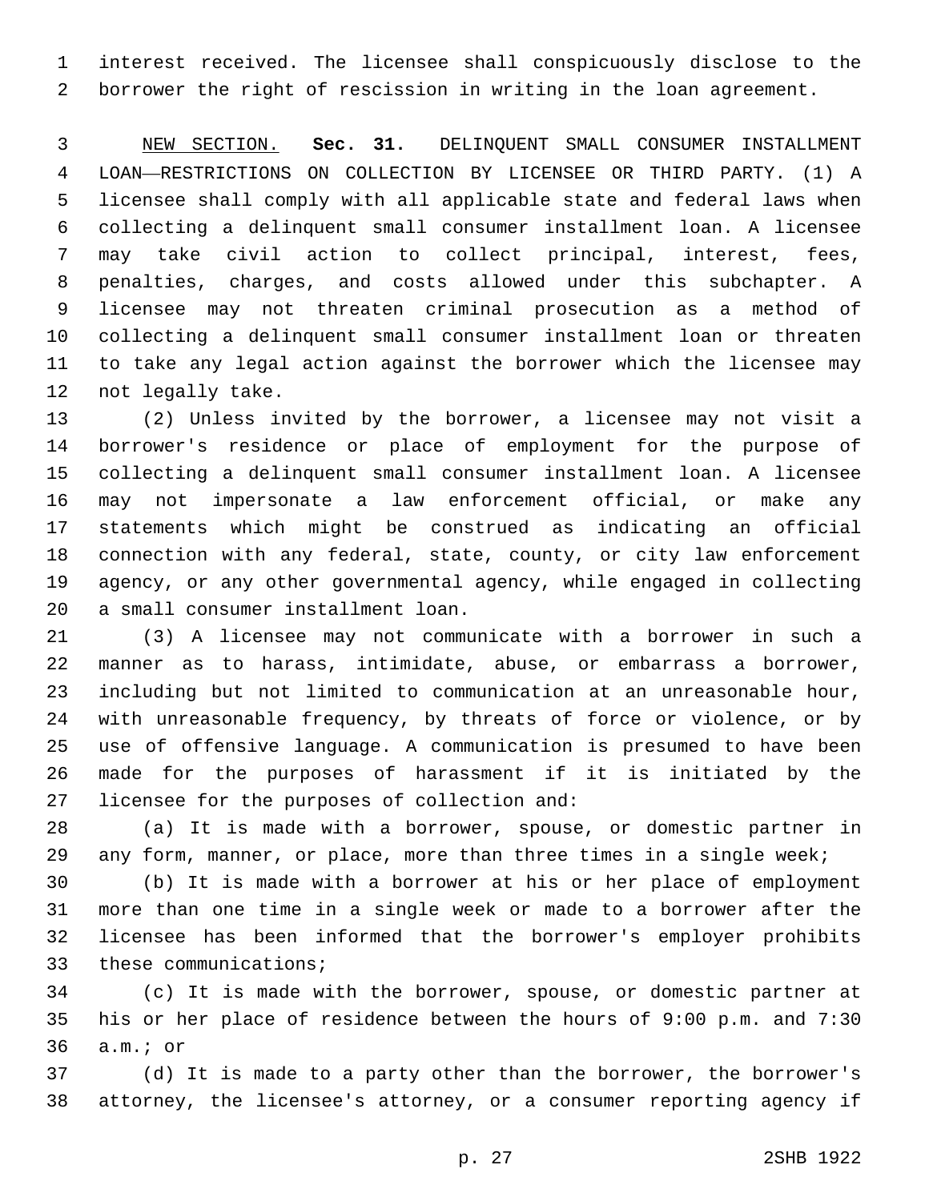interest received. The licensee shall conspicuously disclose to the borrower the right of rescission in writing in the loan agreement.

NEW SECTION. **Sec. 31.** DELINQUENT SMALL CONSUMER INSTALLMENT LOAN—RESTRICTIONS ON COLLECTION BY LICENSEE OR THIRD PARTY. (1) A licensee shall comply with all applicable state and federal laws when collecting a delinquent small consumer installment loan. A licensee may take civil action to collect principal, interest, fees, penalties, charges, and costs allowed under this subchapter. A licensee may not threaten criminal prosecution as a method of collecting a delinquent small consumer installment loan or threaten to take any legal action against the borrower which the licensee may not legally take.

(2) Unless invited by the borrower, a licensee may not visit a borrower's residence or place of employment for the purpose of collecting a delinquent small consumer installment loan. A licensee may not impersonate a law enforcement official, or make any statements which might be construed as indicating an official connection with any federal, state, county, or city law enforcement agency, or any other governmental agency, while engaged in collecting a small consumer installment loan.

(3) A licensee may not communicate with a borrower in such a manner as to harass, intimidate, abuse, or embarrass a borrower, including but not limited to communication at an unreasonable hour, with unreasonable frequency, by threats of force or violence, or by use of offensive language. A communication is presumed to have been made for the purposes of harassment if it is initiated by the licensee for the purposes of collection and:

(a) It is made with a borrower, spouse, or domestic partner in any form, manner, or place, more than three times in a single week;

(b) It is made with a borrower at his or her place of employment more than one time in a single week or made to a borrower after the licensee has been informed that the borrower's employer prohibits these communications;

(c) It is made with the borrower, spouse, or domestic partner at his or her place of residence between the hours of 9:00 p.m. and 7:30 a.m.; or

(d) It is made to a party other than the borrower, the borrower's attorney, the licensee's attorney, or a consumer reporting agency if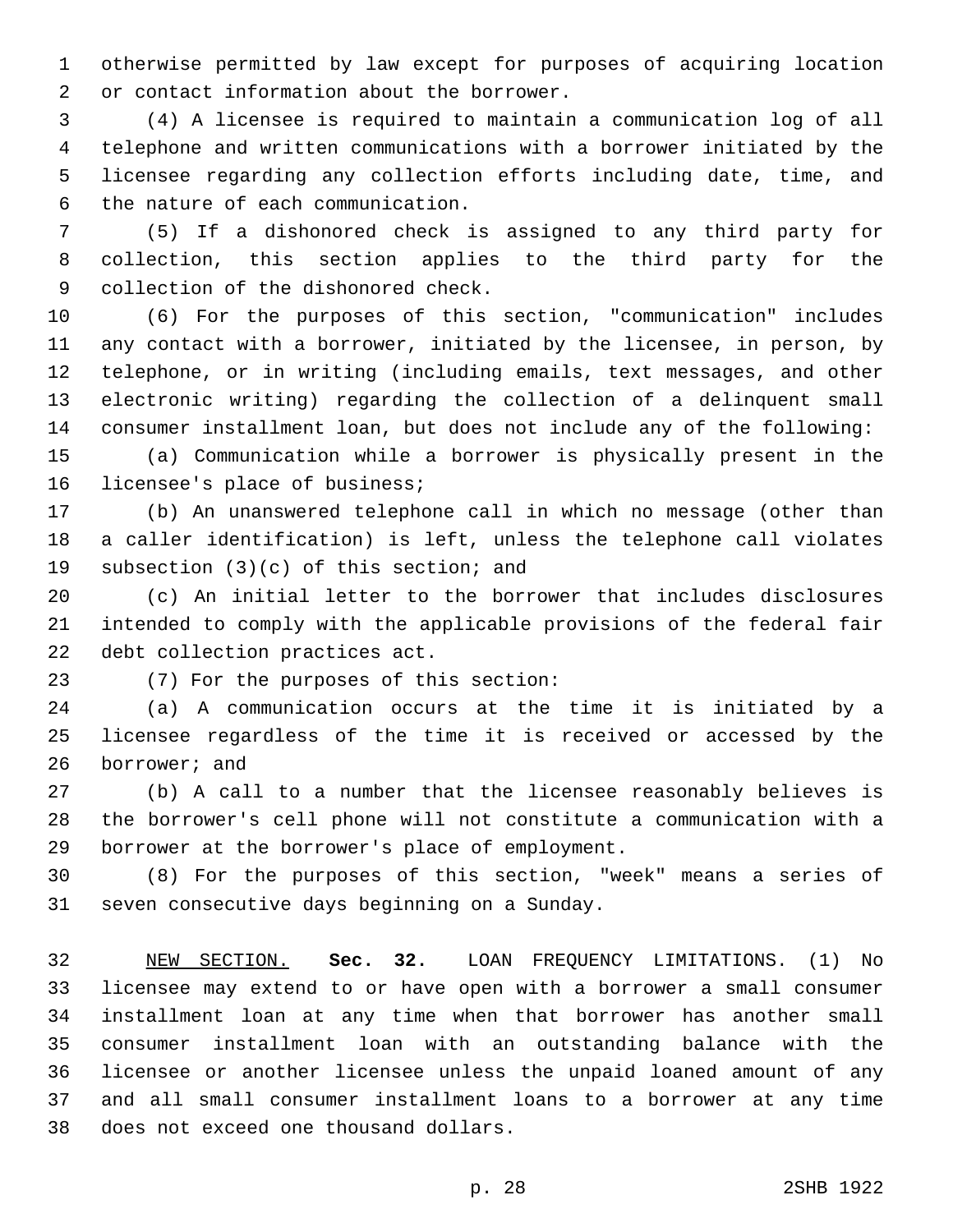otherwise permitted by law except for purposes of acquiring location or contact information about the borrower.

(4) A licensee is required to maintain a communication log of all telephone and written communications with a borrower initiated by the licensee regarding any collection efforts including date, time, and the nature of each communication.

(5) If a dishonored check is assigned to any third party for collection, this section applies to the third party for the collection of the dishonored check.

(6) For the purposes of this section, "communication" includes any contact with a borrower, initiated by the licensee, in person, by telephone, or in writing (including emails, text messages, and other electronic writing) regarding the collection of a delinquent small consumer installment loan, but does not include any of the following:

(a) Communication while a borrower is physically present in the licensee's place of business;

(b) An unanswered telephone call in which no message (other than a caller identification) is left, unless the telephone call violates subsection (3)(c) of this section; and

(c) An initial letter to the borrower that includes disclosures intended to comply with the applicable provisions of the federal fair debt collection practices act.

(7) For the purposes of this section:

(a) A communication occurs at the time it is initiated by a licensee regardless of the time it is received or accessed by the borrower; and

(b) A call to a number that the licensee reasonably believes is the borrower's cell phone will not constitute a communication with a borrower at the borrower's place of employment.

(8) For the purposes of this section, "week" means a series of seven consecutive days beginning on a Sunday.

NEW SECTION. **Sec. 32.** LOAN FREQUENCY LIMITATIONS. (1) No licensee may extend to or have open with a borrower a small consumer installment loan at any time when that borrower has another small consumer installment loan with an outstanding balance with the licensee or another licensee unless the unpaid loaned amount of any and all small consumer installment loans to a borrower at any time does not exceed one thousand dollars.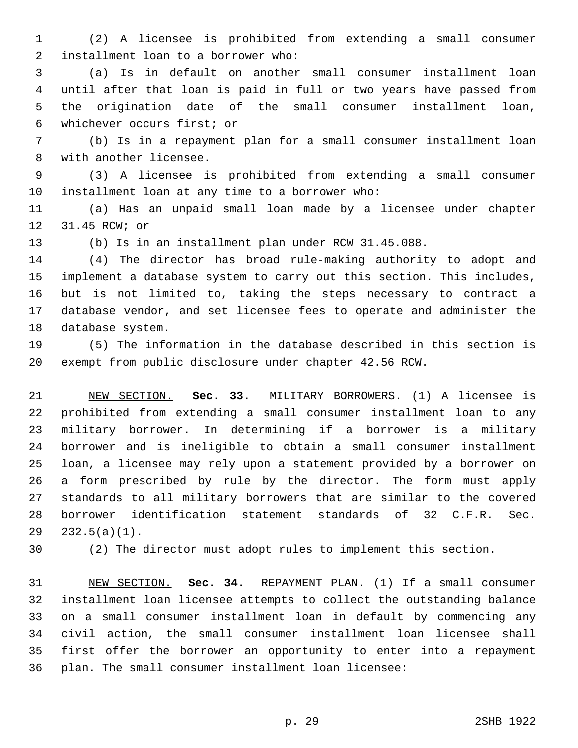(2) A licensee is prohibited from extending a small consumer installment loan to a borrower who:

(a) Is in default on another small consumer installment loan until after that loan is paid in full or two years have passed from the origination date of the small consumer installment loan, whichever occurs first; or

(b) Is in a repayment plan for a small consumer installment loan with another licensee.

(3) A licensee is prohibited from extending a small consumer installment loan at any time to a borrower who:

(a) Has an unpaid small loan made by a licensee under chapter 31.45 RCW; or

(b) Is in an installment plan under RCW 31.45.088.

(4) The director has broad rule-making authority to adopt and implement a database system to carry out this section. This includes, but is not limited to, taking the steps necessary to contract a database vendor, and set licensee fees to operate and administer the database system.

(5) The information in the database described in this section is exempt from public disclosure under chapter 42.56 RCW.

NEW SECTION. **Sec. 33.** MILITARY BORROWERS. (1) A licensee is prohibited from extending a small consumer installment loan to any military borrower. In determining if a borrower is a military borrower and is ineligible to obtain a small consumer installment loan, a licensee may rely upon a statement provided by a borrower on a form prescribed by rule by the director. The form must apply standards to all military borrowers that are similar to the covered borrower identification statement standards of 32 C.F.R. Sec. 232.5(a)(1).

(2) The director must adopt rules to implement this section.

NEW SECTION. **Sec. 34.** REPAYMENT PLAN. (1) If a small consumer installment loan licensee attempts to collect the outstanding balance on a small consumer installment loan in default by commencing any civil action, the small consumer installment loan licensee shall first offer the borrower an opportunity to enter into a repayment plan. The small consumer installment loan licensee: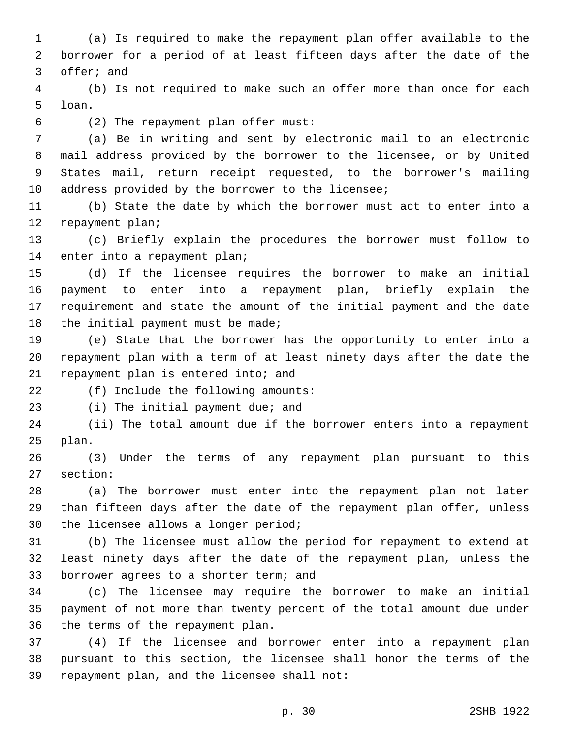(a) Is required to make the repayment plan offer available to the borrower for a period of at least fifteen days after the date of the offer; and

(b) Is not required to make such an offer more than once for each loan.

(2) The repayment plan offer must:

(a) Be in writing and sent by electronic mail to an electronic mail address provided by the borrower to the licensee, or by United States mail, return receipt requested, to the borrower's mailing address provided by the borrower to the licensee;

(b) State the date by which the borrower must act to enter into a repayment plan;

(c) Briefly explain the procedures the borrower must follow to enter into a repayment plan;

(d) If the licensee requires the borrower to make an initial payment to enter into a repayment plan, briefly explain the requirement and state the amount of the initial payment and the date the initial payment must be made;

(e) State that the borrower has the opportunity to enter into a repayment plan with a term of at least ninety days after the date the repayment plan is entered into; and

(f) Include the following amounts:

(i) The initial payment due; and

(ii) The total amount due if the borrower enters into a repayment plan.

(3) Under the terms of any repayment plan pursuant to this section:

(a) The borrower must enter into the repayment plan not later than fifteen days after the date of the repayment plan offer, unless the licensee allows a longer period;

(b) The licensee must allow the period for repayment to extend at least ninety days after the date of the repayment plan, unless the borrower agrees to a shorter term; and

(c) The licensee may require the borrower to make an initial payment of not more than twenty percent of the total amount due under the terms of the repayment plan.

(4) If the licensee and borrower enter into a repayment plan pursuant to this section, the licensee shall honor the terms of the repayment plan, and the licensee shall not: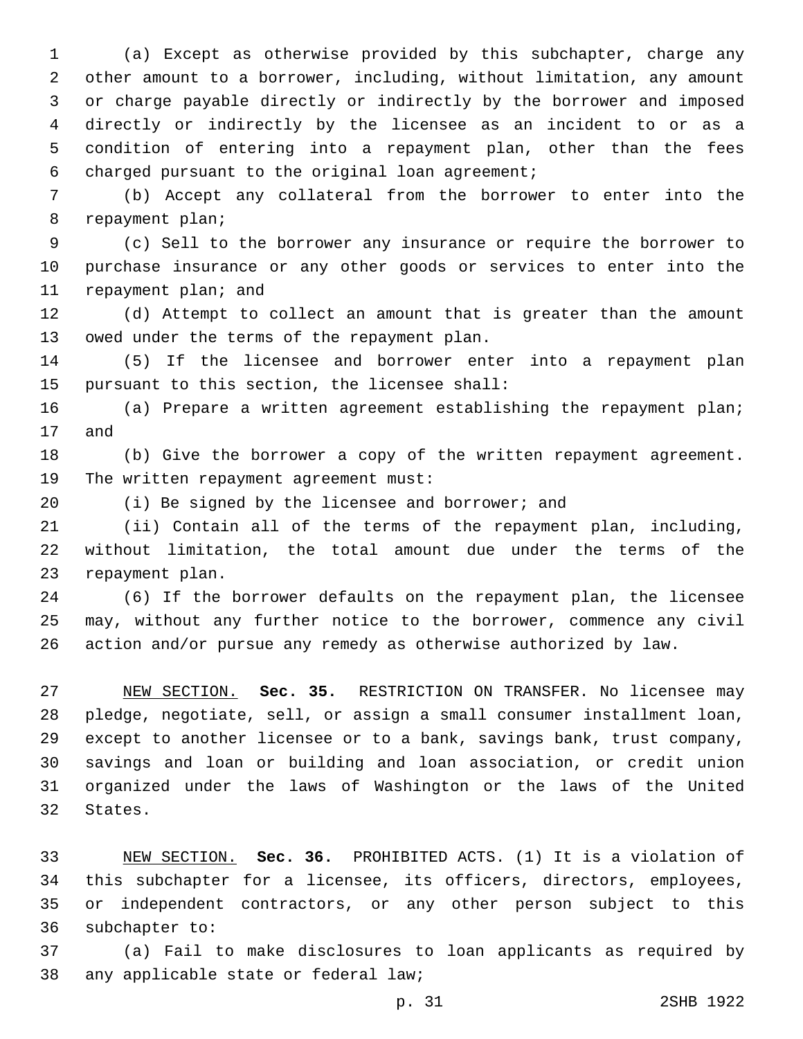(a) Except as otherwise provided by this subchapter, charge any other amount to a borrower, including, without limitation, any amount or charge payable directly or indirectly by the borrower and imposed directly or indirectly by the licensee as an incident to or as a condition of entering into a repayment plan, other than the fees charged pursuant to the original loan agreement;

(b) Accept any collateral from the borrower to enter into the repayment plan;

(c) Sell to the borrower any insurance or require the borrower to purchase insurance or any other goods or services to enter into the repayment plan; and

(d) Attempt to collect an amount that is greater than the amount owed under the terms of the repayment plan.

(5) If the licensee and borrower enter into a repayment plan pursuant to this section, the licensee shall:

(a) Prepare a written agreement establishing the repayment plan; and

(b) Give the borrower a copy of the written repayment agreement. The written repayment agreement must:

(i) Be signed by the licensee and borrower; and

(ii) Contain all of the terms of the repayment plan, including, without limitation, the total amount due under the terms of the repayment plan.

(6) If the borrower defaults on the repayment plan, the licensee may, without any further notice to the borrower, commence any civil action and/or pursue any remedy as otherwise authorized by law.

NEW SECTION. **Sec. 35.** RESTRICTION ON TRANSFER. No licensee may pledge, negotiate, sell, or assign a small consumer installment loan, except to another licensee or to a bank, savings bank, trust company, savings and loan or building and loan association, or credit union organized under the laws of Washington or the laws of the United States.

NEW SECTION. **Sec. 36.** PROHIBITED ACTS. (1) It is a violation of this subchapter for a licensee, its officers, directors, employees, or independent contractors, or any other person subject to this subchapter to:

(a) Fail to make disclosures to loan applicants as required by any applicable state or federal law;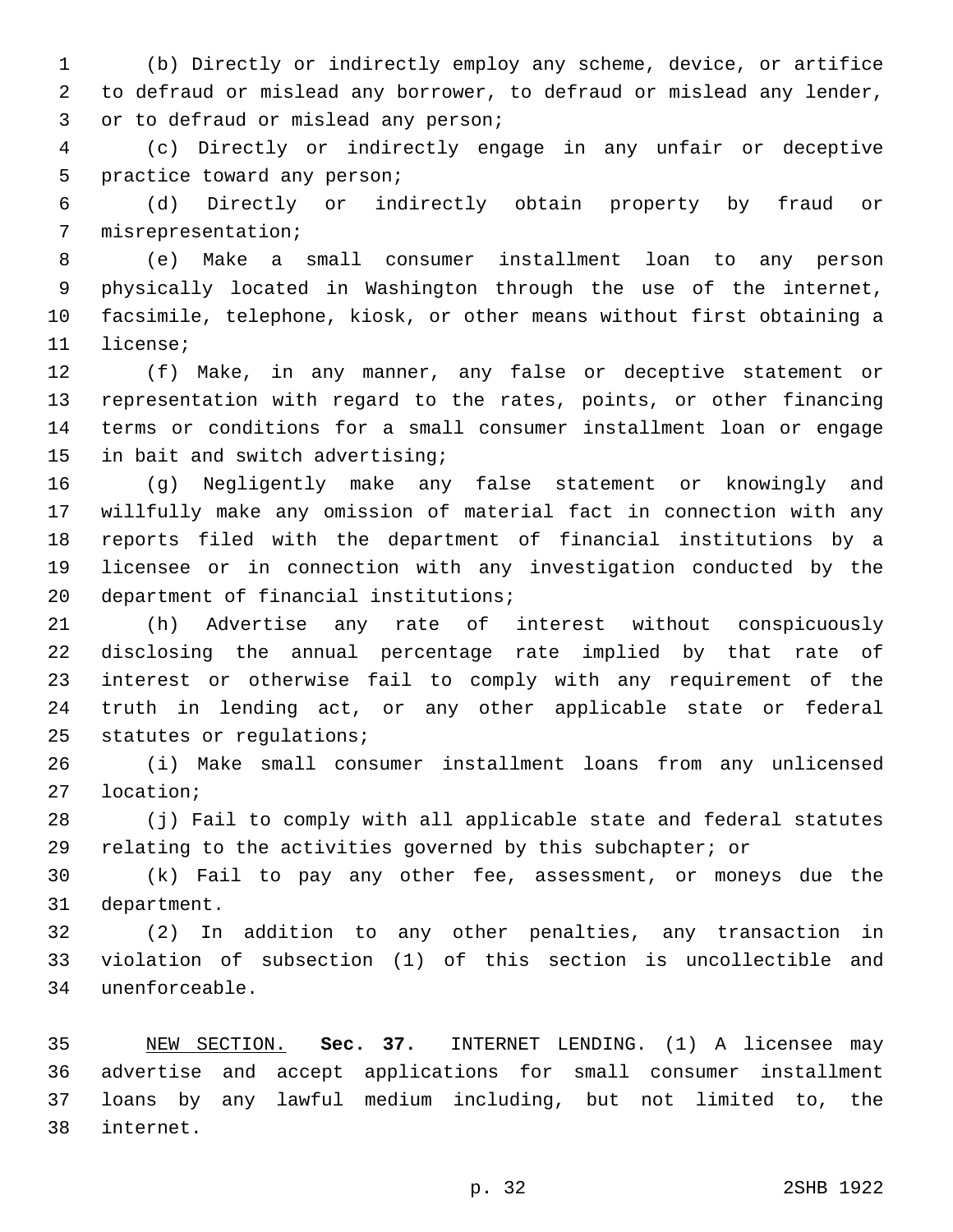(b) Directly or indirectly employ any scheme, device, or artifice to defraud or mislead any borrower, to defraud or mislead any lender, or to defraud or mislead any person;

(c) Directly or indirectly engage in any unfair or deceptive practice toward any person;

(d) Directly or indirectly obtain property by fraud or misrepresentation;

(e) Make a small consumer installment loan to any person physically located in Washington through the use of the internet, facsimile, telephone, kiosk, or other means without first obtaining a license;

(f) Make, in any manner, any false or deceptive statement or representation with regard to the rates, points, or other financing terms or conditions for a small consumer installment loan or engage in bait and switch advertising;

(g) Negligently make any false statement or knowingly and willfully make any omission of material fact in connection with any reports filed with the department of financial institutions by a licensee or in connection with any investigation conducted by the department of financial institutions;

(h) Advertise any rate of interest without conspicuously disclosing the annual percentage rate implied by that rate of interest or otherwise fail to comply with any requirement of the truth in lending act, or any other applicable state or federal statutes or regulations;

(i) Make small consumer installment loans from any unlicensed location;

(j) Fail to comply with all applicable state and federal statutes relating to the activities governed by this subchapter; or

(k) Fail to pay any other fee, assessment, or moneys due the department.

(2) In addition to any other penalties, any transaction in violation of subsection (1) of this section is uncollectible and unenforceable.

NEW SECTION. **Sec. 37.** INTERNET LENDING. (1) A licensee may advertise and accept applications for small consumer installment loans by any lawful medium including, but not limited to, the internet.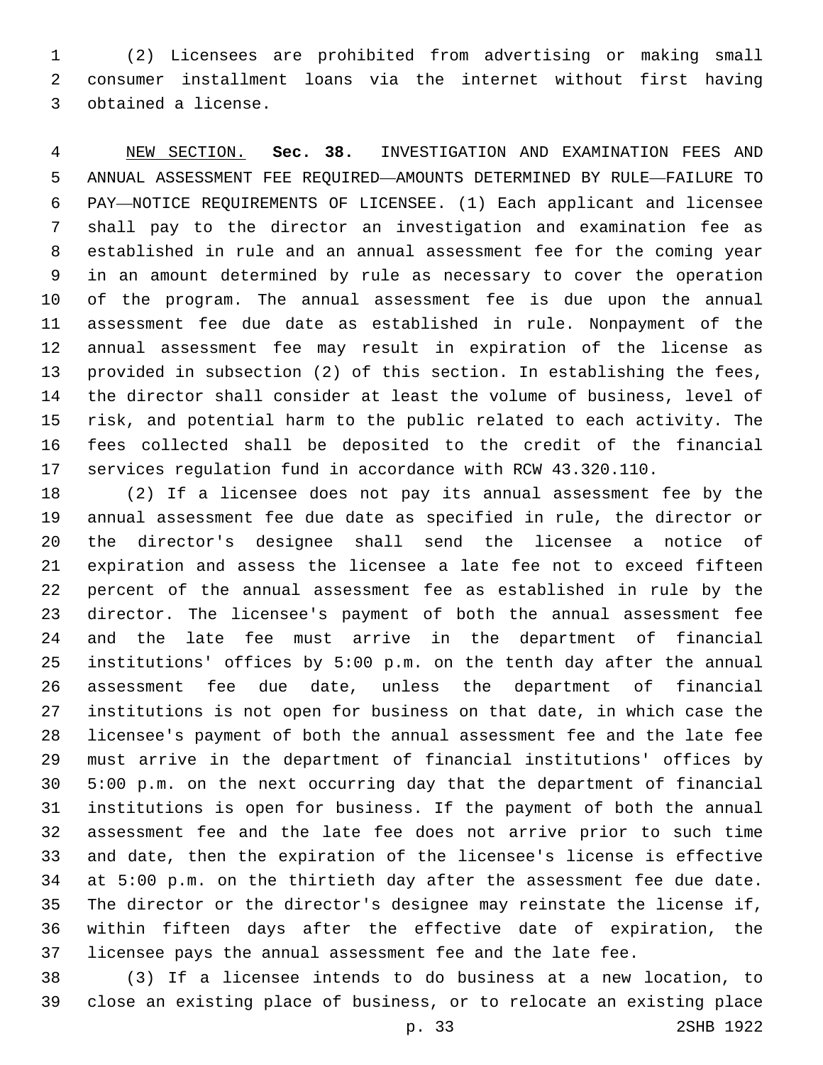(2) Licensees are prohibited from advertising or making small consumer installment loans via the internet without first having obtained a license.

NEW SECTION. **Sec. 38.** INVESTIGATION AND EXAMINATION FEES AND ANNUAL ASSESSMENT FEE REQUIRED—AMOUNTS DETERMINED BY RULE—FAILURE TO PAY—NOTICE REQUIREMENTS OF LICENSEE. (1) Each applicant and licensee shall pay to the director an investigation and examination fee as established in rule and an annual assessment fee for the coming year in an amount determined by rule as necessary to cover the operation of the program. The annual assessment fee is due upon the annual assessment fee due date as established in rule. Nonpayment of the annual assessment fee may result in expiration of the license as provided in subsection (2) of this section. In establishing the fees, the director shall consider at least the volume of business, level of risk, and potential harm to the public related to each activity. The fees collected shall be deposited to the credit of the financial services regulation fund in accordance with RCW 43.320.110.

(2) If a licensee does not pay its annual assessment fee by the annual assessment fee due date as specified in rule, the director or the director's designee shall send the licensee a notice of expiration and assess the licensee a late fee not to exceed fifteen percent of the annual assessment fee as established in rule by the director. The licensee's payment of both the annual assessment fee and the late fee must arrive in the department of financial institutions' offices by 5:00 p.m. on the tenth day after the annual assessment fee due date, unless the department of financial institutions is not open for business on that date, in which case the licensee's payment of both the annual assessment fee and the late fee must arrive in the department of financial institutions' offices by 5:00 p.m. on the next occurring day that the department of financial institutions is open for business. If the payment of both the annual assessment fee and the late fee does not arrive prior to such time and date, then the expiration of the licensee's license is effective at 5:00 p.m. on the thirtieth day after the assessment fee due date. The director or the director's designee may reinstate the license if, within fifteen days after the effective date of expiration, the licensee pays the annual assessment fee and the late fee.

(3) If a licensee intends to do business at a new location, to close an existing place of business, or to relocate an existing place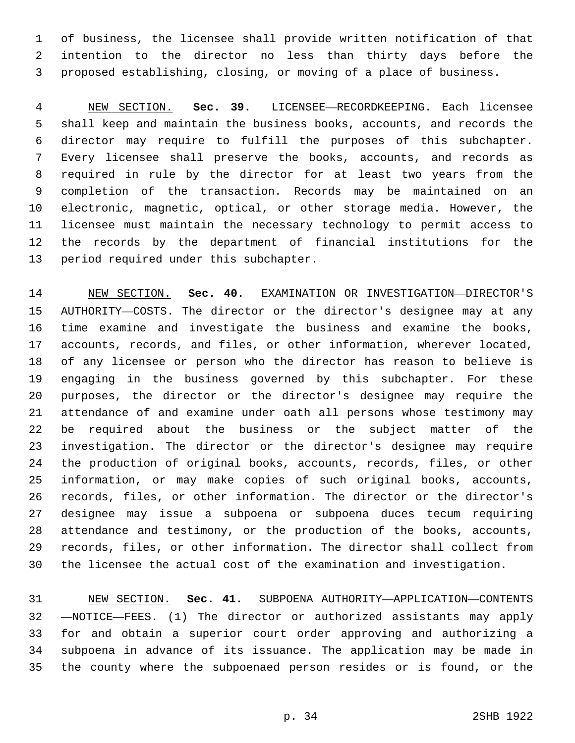of business, the licensee shall provide written notification of that intention to the director no less than thirty days before the proposed establishing, closing, or moving of a place of business.

NEW SECTION. **Sec. 39.** LICENSEE—RECORDKEEPING. Each licensee shall keep and maintain the business books, accounts, and records the director may require to fulfill the purposes of this subchapter. Every licensee shall preserve the books, accounts, and records as required in rule by the director for at least two years from the completion of the transaction. Records may be maintained on an electronic, magnetic, optical, or other storage media. However, the licensee must maintain the necessary technology to permit access to the records by the department of financial institutions for the period required under this subchapter.

NEW SECTION. **Sec. 40.** EXAMINATION OR INVESTIGATION—DIRECTOR'S AUTHORITY—COSTS. The director or the director's designee may at any time examine and investigate the business and examine the books, accounts, records, and files, or other information, wherever located, of any licensee or person who the director has reason to believe is engaging in the business governed by this subchapter. For these purposes, the director or the director's designee may require the attendance of and examine under oath all persons whose testimony may be required about the business or the subject matter of the investigation. The director or the director's designee may require the production of original books, accounts, records, files, or other information, or may make copies of such original books, accounts, records, files, or other information. The director or the director's designee may issue a subpoena or subpoena duces tecum requiring attendance and testimony, or the production of the books, accounts, records, files, or other information. The director shall collect from the licensee the actual cost of the examination and investigation.

NEW SECTION. **Sec. 41.** SUBPOENA AUTHORITY—APPLICATION—CONTENTS—NOTICE—FEES. (1) The director or authorized assistants may apply for and obtain a superior court order approving and authorizing a subpoena in advance of its issuance. The application may be made in the county where the subpoenaed person resides or is found, or the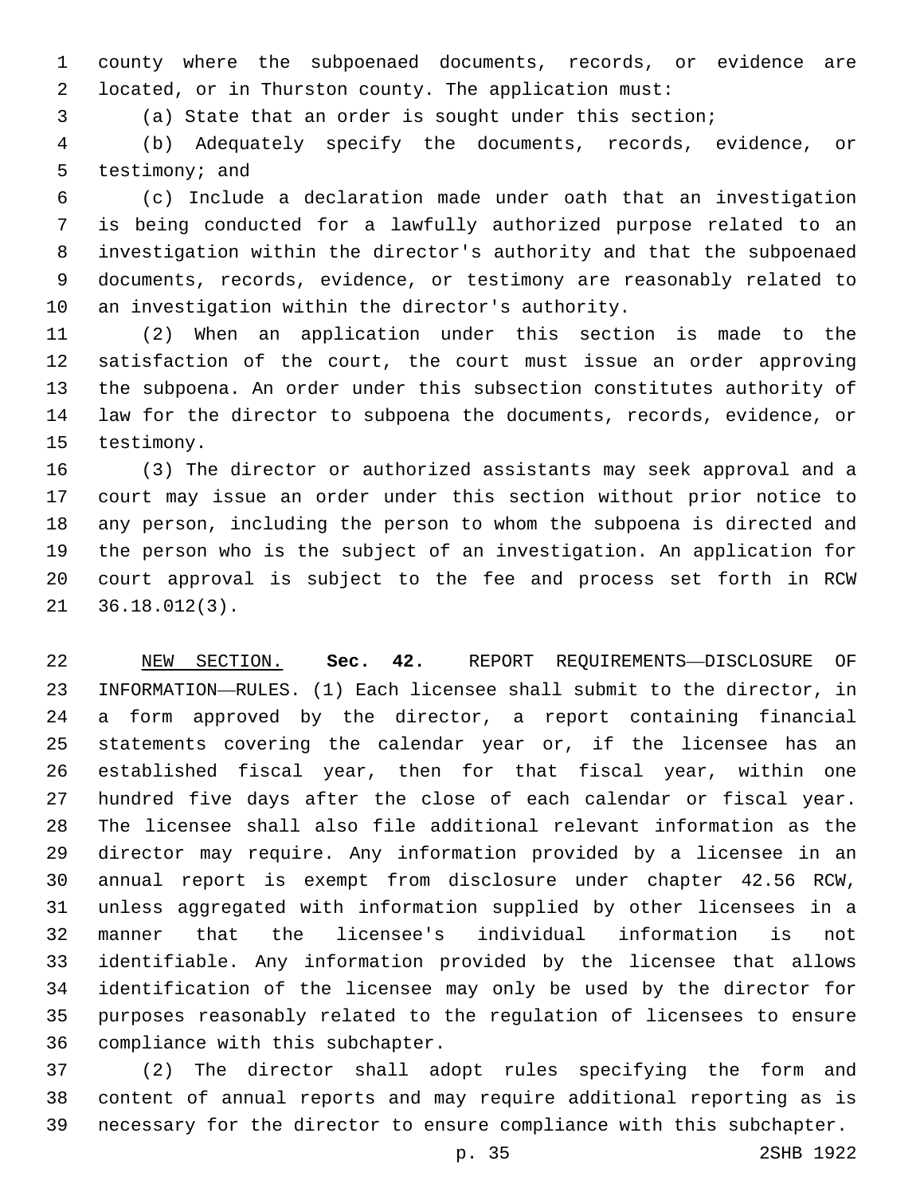county where the subpoenaed documents, records, or evidence are located, or in Thurston county. The application must:

(a) State that an order is sought under this section;

(b) Adequately specify the documents, records, evidence, or testimony; and

(c) Include a declaration made under oath that an investigation is being conducted for a lawfully authorized purpose related to an investigation within the director's authority and that the subpoenaed documents, records, evidence, or testimony are reasonably related to an investigation within the director's authority.

(2) When an application under this section is made to the satisfaction of the court, the court must issue an order approving the subpoena. An order under this subsection constitutes authority of law for the director to subpoena the documents, records, evidence, or testimony.

(3) The director or authorized assistants may seek approval and a court may issue an order under this section without prior notice to any person, including the person to whom the subpoena is directed and the person who is the subject of an investigation. An application for court approval is subject to the fee and process set forth in RCW 36.18.012(3).

NEW SECTION. **Sec. 42.** REPORT REQUIREMENTS—DISCLOSURE OF INFORMATION—RULES. (1) Each licensee shall submit to the director, in a form approved by the director, a report containing financial statements covering the calendar year or, if the licensee has an established fiscal year, then for that fiscal year, within one hundred five days after the close of each calendar or fiscal year. The licensee shall also file additional relevant information as the director may require. Any information provided by a licensee in an annual report is exempt from disclosure under chapter 42.56 RCW, unless aggregated with information supplied by other licensees in a manner that the licensee's individual information is not identifiable. Any information provided by the licensee that allows identification of the licensee may only be used by the director for purposes reasonably related to the regulation of licensees to ensure compliance with this subchapter.

(2) The director shall adopt rules specifying the form and content of annual reports and may require additional reporting as is necessary for the director to ensure compliance with this subchapter.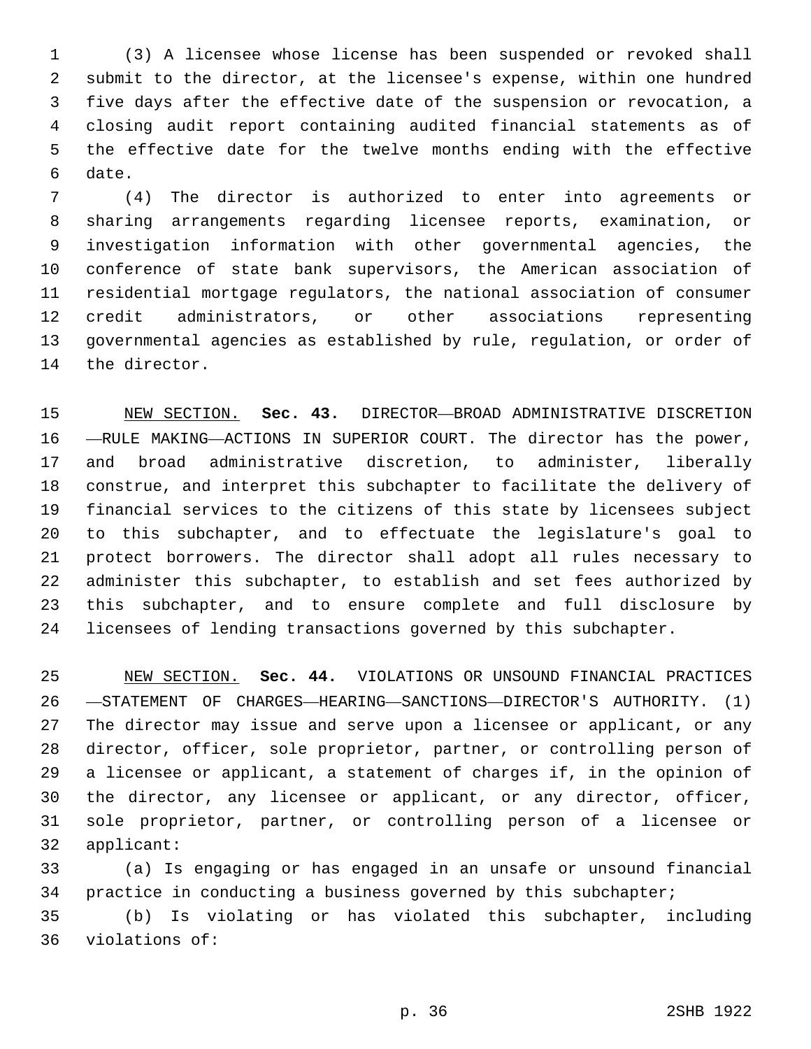(3) A licensee whose license has been suspended or revoked shall submit to the director, at the licensee's expense, within one hundred five days after the effective date of the suspension or revocation, a closing audit report containing audited financial statements as of the effective date for the twelve months ending with the effective date.

(4) The director is authorized to enter into agreements or sharing arrangements regarding licensee reports, examination, or investigation information with other governmental agencies, the conference of state bank supervisors, the American association of residential mortgage regulators, the national association of consumer credit administrators, or other associations representing governmental agencies as established by rule, regulation, or order of the director.

NEW SECTION. **Sec. 43.** DIRECTOR—BROAD ADMINISTRATIVE DISCRETION—RULE MAKING—ACTIONS IN SUPERIOR COURT. The director has the power, and broad administrative discretion, to administer, liberally construe, and interpret this subchapter to facilitate the delivery of financial services to the citizens of this state by licensees subject to this subchapter, and to effectuate the legislature's goal to protect borrowers. The director shall adopt all rules necessary to administer this subchapter, to establish and set fees authorized by this subchapter, and to ensure complete and full disclosure by licensees of lending transactions governed by this subchapter.

NEW SECTION. **Sec. 44.** VIOLATIONS OR UNSOUND FINANCIAL PRACTICES—STATEMENT OF CHARGES—HEARING—SANCTIONS—DIRECTOR'S AUTHORITY. (1) The director may issue and serve upon a licensee or applicant, or any director, officer, sole proprietor, partner, or controlling person of a licensee or applicant, a statement of charges if, in the opinion of the director, any licensee or applicant, or any director, officer, sole proprietor, partner, or controlling person of a licensee or applicant:

(a) Is engaging or has engaged in an unsafe or unsound financial practice in conducting a business governed by this subchapter;

(b) Is violating or has violated this subchapter, including violations of: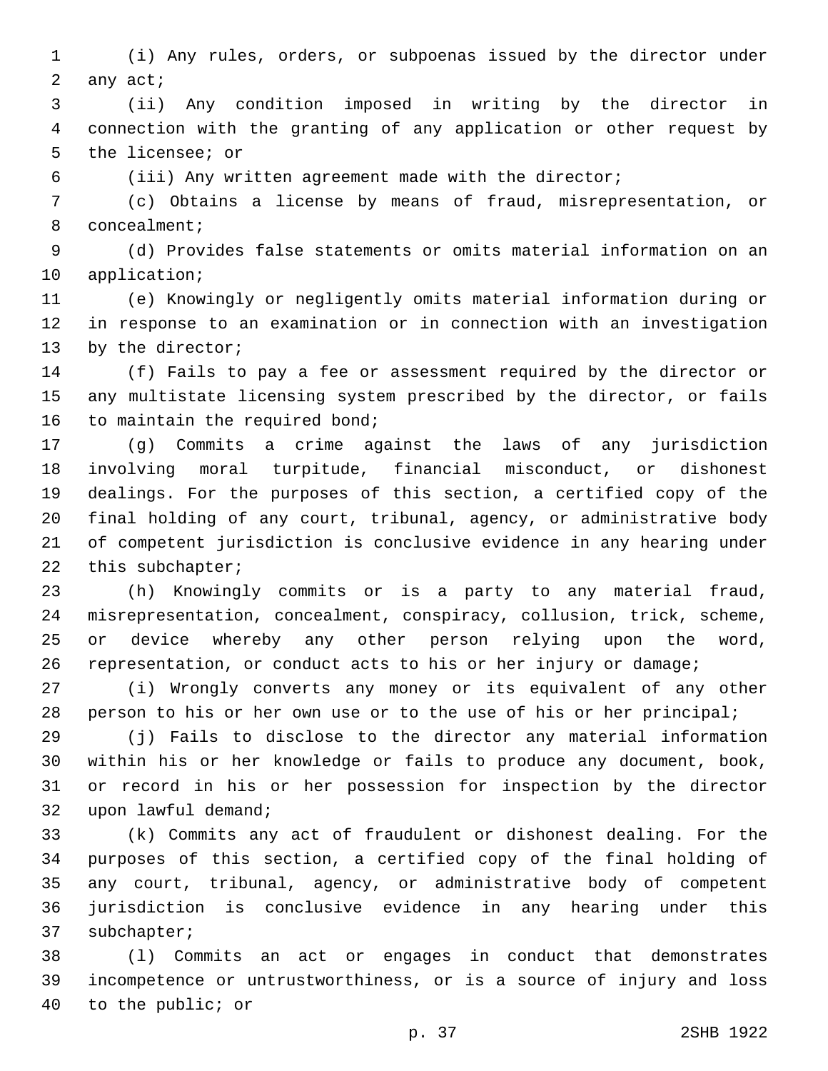(i) Any rules, orders, or subpoenas issued by the director under any act;

(ii) Any condition imposed in writing by the director in connection with the granting of any application or other request by the licensee; or

(iii) Any written agreement made with the director;

(c) Obtains a license by means of fraud, misrepresentation, or concealment;

(d) Provides false statements or omits material information on an application;

(e) Knowingly or negligently omits material information during or in response to an examination or in connection with an investigation by the director;

(f) Fails to pay a fee or assessment required by the director or any multistate licensing system prescribed by the director, or fails to maintain the required bond;

(g) Commits a crime against the laws of any jurisdiction involving moral turpitude, financial misconduct, or dishonest dealings. For the purposes of this section, a certified copy of the final holding of any court, tribunal, agency, or administrative body of competent jurisdiction is conclusive evidence in any hearing under this subchapter;

(h) Knowingly commits or is a party to any material fraud, misrepresentation, concealment, conspiracy, collusion, trick, scheme, or device whereby any other person relying upon the word, representation, or conduct acts to his or her injury or damage;

(i) Wrongly converts any money or its equivalent of any other person to his or her own use or to the use of his or her principal;

(j) Fails to disclose to the director any material information within his or her knowledge or fails to produce any document, book, or record in his or her possession for inspection by the director upon lawful demand;

(k) Commits any act of fraudulent or dishonest dealing. For the purposes of this section, a certified copy of the final holding of any court, tribunal, agency, or administrative body of competent jurisdiction is conclusive evidence in any hearing under this subchapter;

(l) Commits an act or engages in conduct that demonstrates incompetence or untrustworthiness, or is a source of injury and loss to the public; or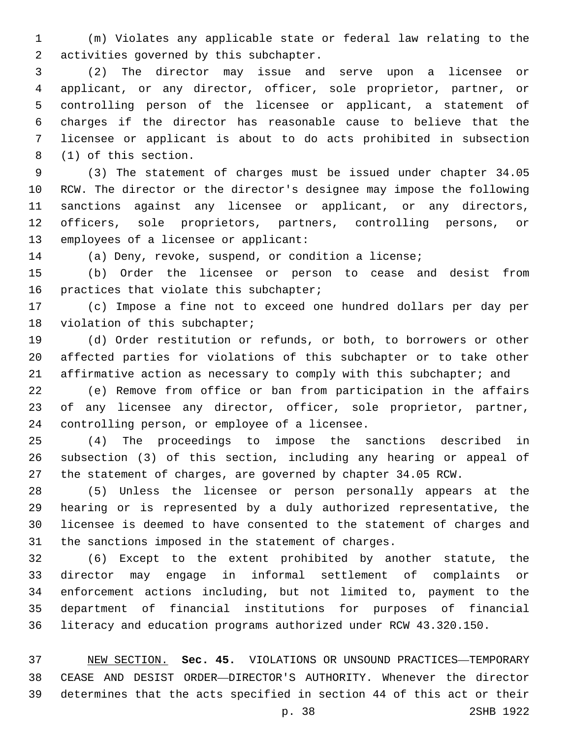(m) Violates any applicable state or federal law relating to the activities governed by this subchapter.

(2) The director may issue and serve upon a licensee or applicant, or any director, officer, sole proprietor, partner, or controlling person of the licensee or applicant, a statement of charges if the director has reasonable cause to believe that the licensee or applicant is about to do acts prohibited in subsection (1) of this section.

(3) The statement of charges must be issued under chapter 34.05 RCW. The director or the director's designee may impose the following sanctions against any licensee or applicant, or any directors, officers, sole proprietors, partners, controlling persons, or employees of a licensee or applicant:

(a) Deny, revoke, suspend, or condition a license;

(b) Order the licensee or person to cease and desist from practices that violate this subchapter;

(c) Impose a fine not to exceed one hundred dollars per day per violation of this subchapter;

(d) Order restitution or refunds, or both, to borrowers or other affected parties for violations of this subchapter or to take other affirmative action as necessary to comply with this subchapter; and

(e) Remove from office or ban from participation in the affairs of any licensee any director, officer, sole proprietor, partner, controlling person, or employee of a licensee.

(4) The proceedings to impose the sanctions described in subsection (3) of this section, including any hearing or appeal of the statement of charges, are governed by chapter 34.05 RCW.

(5) Unless the licensee or person personally appears at the hearing or is represented by a duly authorized representative, the licensee is deemed to have consented to the statement of charges and the sanctions imposed in the statement of charges.

(6) Except to the extent prohibited by another statute, the director may engage in informal settlement of complaints or enforcement actions including, but not limited to, payment to the department of financial institutions for purposes of financial literacy and education programs authorized under RCW 43.320.150.

NEW SECTION. **Sec. 45.** VIOLATIONS OR UNSOUND PRACTICES—TEMPORARY CEASE AND DESIST ORDER—DIRECTOR'S AUTHORITY. Whenever the director determines that the acts specified in section 44 of this act or their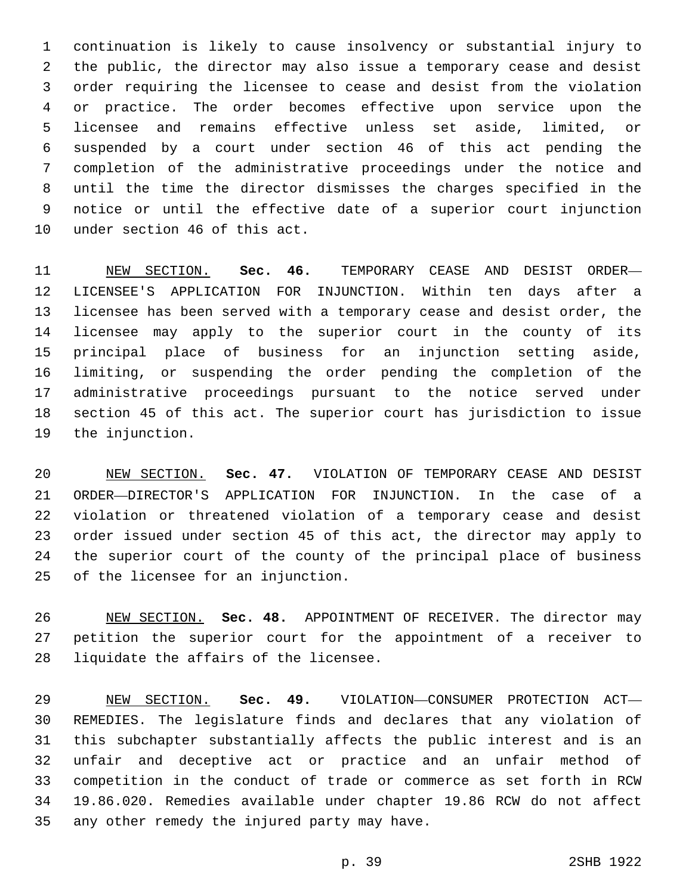continuation is likely to cause insolvency or substantial injury to the public, the director may also issue a temporary cease and desist order requiring the licensee to cease and desist from the violation or practice. The order becomes effective upon service upon the licensee and remains effective unless set aside, limited, or suspended by a court under section 46 of this act pending the completion of the administrative proceedings under the notice and until the time the director dismisses the charges specified in the notice or until the effective date of a superior court injunction under section 46 of this act.

NEW SECTION. **Sec. 46.** TEMPORARY CEASE AND DESIST ORDER—LICENSEE'S APPLICATION FOR INJUNCTION. Within ten days after a licensee has been served with a temporary cease and desist order, the licensee may apply to the superior court in the county of its principal place of business for an injunction setting aside, limiting, or suspending the order pending the completion of the administrative proceedings pursuant to the notice served under section 45 of this act. The superior court has jurisdiction to issue the injunction.

NEW SECTION. **Sec. 47.** VIOLATION OF TEMPORARY CEASE AND DESIST ORDER—DIRECTOR'S APPLICATION FOR INJUNCTION. In the case of a violation or threatened violation of a temporary cease and desist order issued under section 45 of this act, the director may apply to the superior court of the county of the principal place of business of the licensee for an injunction.

NEW SECTION. **Sec. 48.** APPOINTMENT OF RECEIVER. The director may petition the superior court for the appointment of a receiver to liquidate the affairs of the licensee.

NEW SECTION. **Sec. 49.** VIOLATION—CONSUMER PROTECTION ACT—REMEDIES. The legislature finds and declares that any violation of this subchapter substantially affects the public interest and is an unfair and deceptive act or practice and an unfair method of competition in the conduct of trade or commerce as set forth in RCW 19.86.020. Remedies available under chapter 19.86 RCW do not affect any other remedy the injured party may have.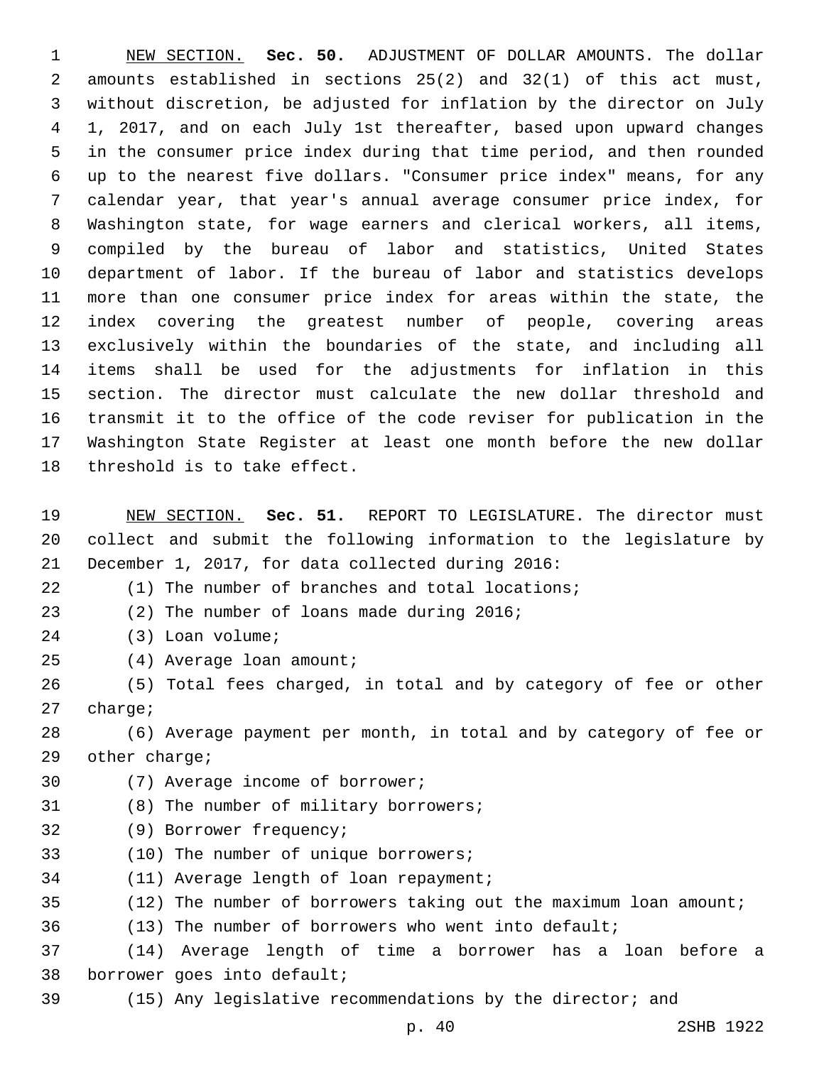NEW SECTION. **Sec. 50.** ADJUSTMENT OF DOLLAR AMOUNTS. The dollar amounts established in sections 25(2) and 32(1) of this act must, without discretion, be adjusted for inflation by the director on July 1, 2017, and on each July 1st thereafter, based upon upward changes in the consumer price index during that time period, and then rounded up to the nearest five dollars. "Consumer price index" means, for any calendar year, that year's annual average consumer price index, for Washington state, for wage earners and clerical workers, all items, compiled by the bureau of labor and statistics, United States department of labor. If the bureau of labor and statistics develops more than one consumer price index for areas within the state, the index covering the greatest number of people, covering areas exclusively within the boundaries of the state, and including all items shall be used for the adjustments for inflation in this section. The director must calculate the new dollar threshold and transmit it to the office of the code reviser for publication in the Washington State Register at least one month before the new dollar threshold is to take effect.

NEW SECTION. **Sec. 51.** REPORT TO LEGISLATURE. The director must collect and submit the following information to the legislature by December 1, 2017, for data collected during 2016:

(1) The number of branches and total locations;

(2) The number of loans made during 2016;

(3) Loan volume;

(4) Average loan amount;

(5) Total fees charged, in total and by category of fee or other charge;

(6) Average payment per month, in total and by category of fee or other charge;

(7) Average income of borrower;

(8) The number of military borrowers;

(9) Borrower frequency;

(10) The number of unique borrowers;

(11) Average length of loan repayment;

(12) The number of borrowers taking out the maximum loan amount;

(13) The number of borrowers who went into default;

(14) Average length of time a borrower has a loan before a borrower goes into default;

(15) Any legislative recommendations by the director; and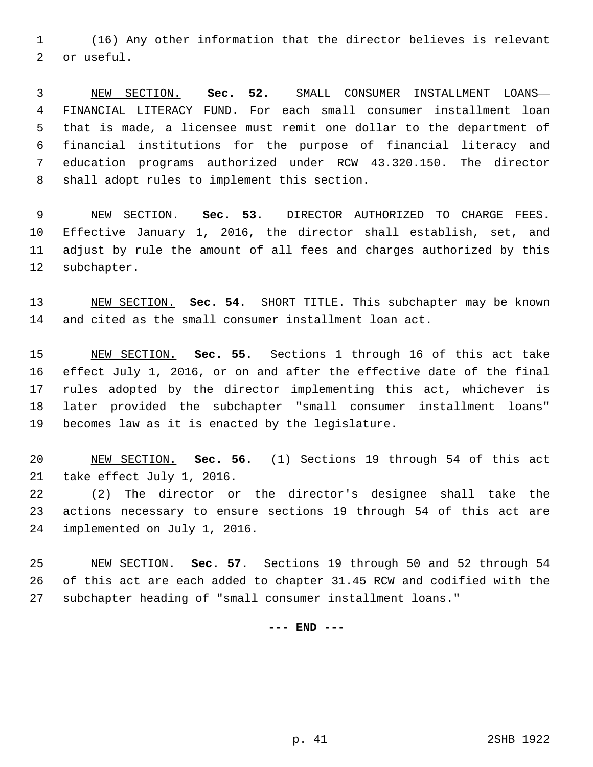(16) Any other information that the director believes is relevant or useful.

NEW SECTION. **Sec. 52.** SMALL CONSUMER INSTALLMENT LOANS—FINANCIAL LITERACY FUND. For each small consumer installment loan that is made, a licensee must remit one dollar to the department of financial institutions for the purpose of financial literacy and education programs authorized under RCW 43.320.150. The director shall adopt rules to implement this section.

NEW SECTION. **Sec. 53.** DIRECTOR AUTHORIZED TO CHARGE FEES. Effective January 1, 2016, the director shall establish, set, and adjust by rule the amount of all fees and charges authorized by this subchapter.

NEW SECTION. **Sec. 54.** SHORT TITLE. This subchapter may be known and cited as the small consumer installment loan act.

NEW SECTION. **Sec. 55.** Sections 1 through 16 of this act take effect July 1, 2016, or on and after the effective date of the final rules adopted by the director implementing this act, whichever is later provided the subchapter "small consumer installment loans" becomes law as it is enacted by the legislature.

NEW SECTION. **Sec. 56.** (1) Sections 19 through 54 of this act take effect July 1, 2016.

(2) The director or the director's designee shall take the actions necessary to ensure sections 19 through 54 of this act are implemented on July 1, 2016.

NEW SECTION. **Sec. 57.** Sections 19 through 50 and 52 through 54 of this act are each added to chapter 31.45 RCW and codified with the subchapter heading of "small consumer installment loans."

**--- END ---**